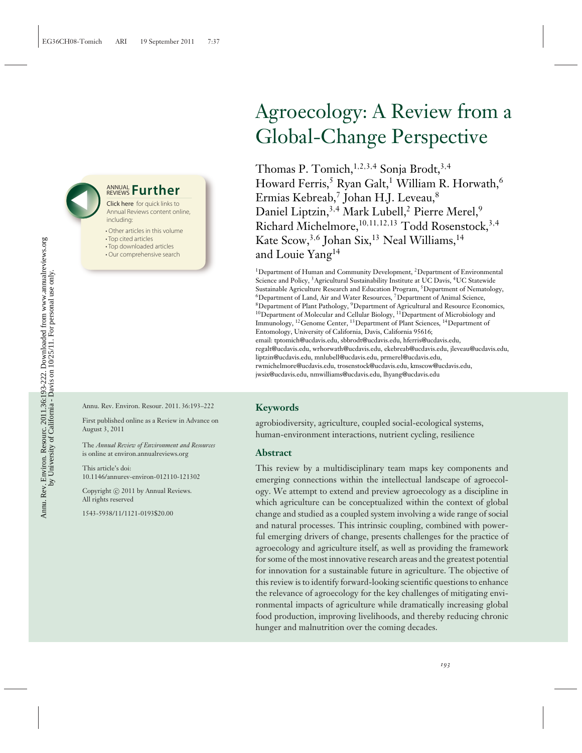# Agroecology: A Review from a Global-Change Perspective

Thomas P. Tomich,[1,2,3,4] Sonja Brodt,[3,4] Howard Ferris,[5] Ryan Galt,[1] William R. Horwath,[6] Ermias Kebreab,[7] Johan H.J. Leveau,[8] Daniel Liptzin,[3,4] Mark Lubell,[2] Pierre Merel,[9] Richard Michelmore,[10,11,12,13] Todd Rosenstock,[3,4] Kate Scow,[3,6] Johan Six,[13] Neal Williams,[14] and Louie Yang[14]

[1]Department of Human and Community Development, [2]Department of Environmental Science and Policy, [3]Agricultural Sustainability Institute at UC Davis, [4]UC Statewide Sustainable Agriculture Research and Education Program, [5]Department of Nematology, [6]Department of Land, Air and Water Resources, [7]Department of Animal Science, [8]Department of Plant Pathology, [9]Department of Agricultural and Resource Economics, [10]Department of Molecular and Cellular Biology, [11]Department of Microbiology and Immunology, [12]Genome Center, [13]Department of Plant Sciences, [14]Department of Entomology, University of California, Davis, California 95616; email: tptomich@ucdavis.edu, sbbrodt@ucdavis.edu, hferris@ucdavis.edu, regalt@ucdavis.edu, wrhorwath@ucdavis.edu, ekebreab@ucdavis.edu, jleveau@ucdavis.edu, liptzin@ucdavis.edu, mnlubell@ucdavis.edu, prmerel@ucdavis.edu, rwmichelmore@ucdavis.edu, trosenstock@ucdavis.edu, kmscow@ucdavis.edu, jwsix@ucdavis.edu, nmwilliams@ucdavis.edu, lhyang@ucdavis.edu

Annu. Rev. Environ. Resour. 2011. 36:193–222

First published online as a Review in Advance on August 3, 2011

The *Annual Review of Environment and Resources* is online at environ.annualreviews.org

This article's doi: 10.1146/annurev-environ-012110-121302

Copyright © 2011 by Annual Reviews. All rights reserved

1543-5938/11/1121-0193$20.00

## Keywords

agrobiodiversity, agriculture, coupled social-ecological systems, human-environment interactions, nutrient cycling, resilience

## Abstract

This review by a multidisciplinary team maps key components and emerging connections within the intellectual landscape of agroecology. We attempt to extend and preview agroecology as a discipline in which agriculture can be conceptualized within the context of global change and studied as a coupled system involving a wide range of social and natural processes. This intrinsic coupling, combined with powerful emerging drivers of change, presents challenges for the practice of agroecology and agriculture itself, as well as providing the framework for some of the most innovative research areas and the greatest potential for innovation for a sustainable future in agriculture. The objective of this review is to identify forward-looking scientific questions to enhance the relevance of agroecology for the key challenges of mitigating environmental impacts of agriculture while dramatically increasing global food production, improving livelihoods, and thereby reducing chronic hunger and malnutrition over the coming decades.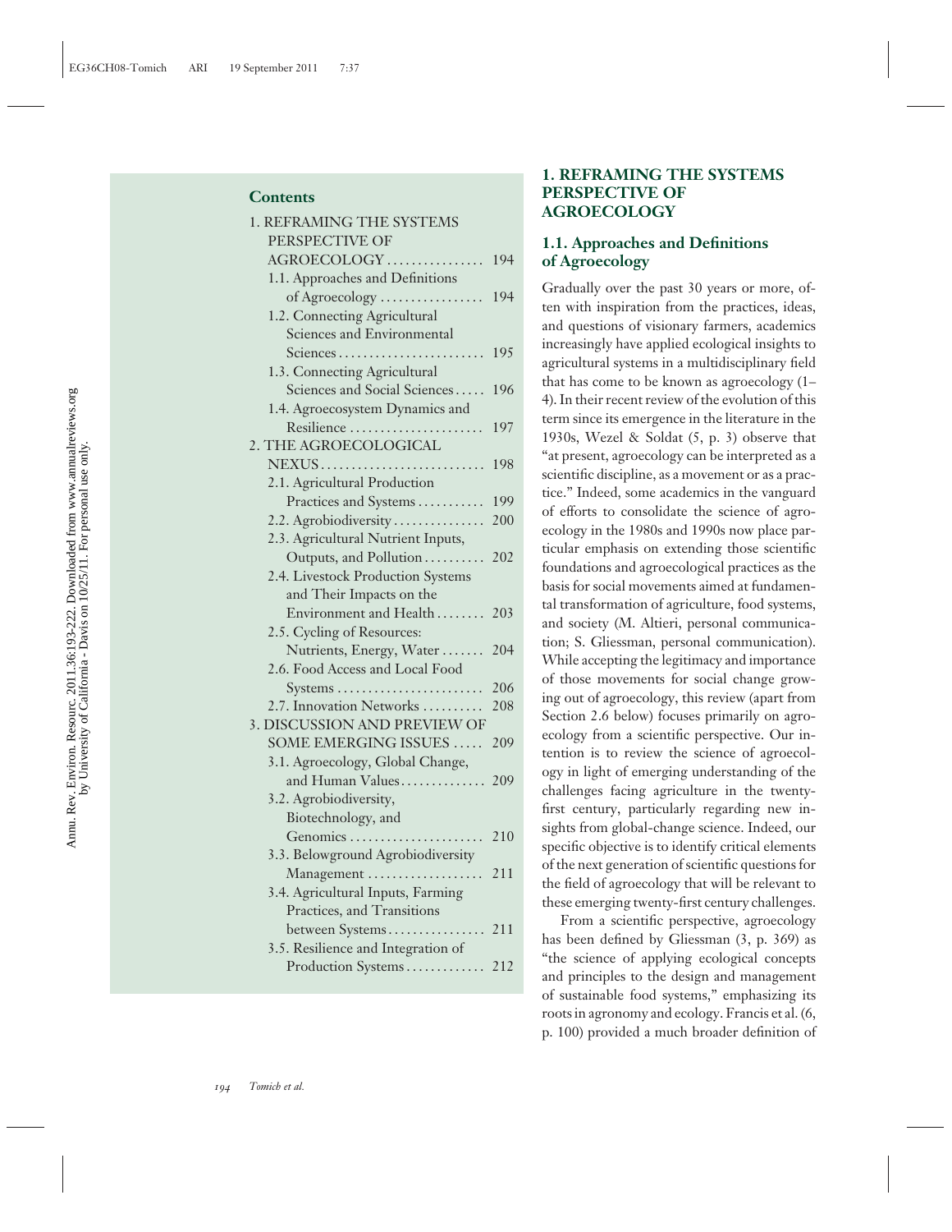**Contents**

1. REFRAMING THE SYSTEMS PERSPECTIVE OF AGROECOLOGY ................ 194
   - 1.1. Approaches and Definitions of Agroecology ................ 194
   - 1.2. Connecting Agricultural Sciences and Environmental Sciences ........................ 195
   - 1.3. Connecting Agricultural Sciences and Social Sciences ..... 196
   - 1.4. Agroecosystem Dynamics and Resilience ..................... 197
2. THE AGROECOLOGICAL NEXUS........................... 198
   - 2.1. Agricultural Production Practices and Systems ........... 199
   - 2.2. Agrobiodiversity ............... 200
   - 2.3. Agricultural Nutrient Inputs, Outputs, and Pollution .......... 202
   - 2.4. Livestock Production Systems and Their Impacts on the Environment and Health ........ 203
   - 2.5. Cycling of Resources: Nutrients, Energy, Water ....... 204
   - 2.6. Food Access and Local Food Systems ........................ 206
   - 2.7. Innovation Networks .......... 208
3. DISCUSSION AND PREVIEW OF SOME EMERGING ISSUES ..... 209
   - 3.1. Agroecology, Global Change, and Human Values.............. 209
   - 3.2. Agrobiodiversity, Biotechnology, and Genomics ...................... 210
   - 3.3. Belowground Agrobiodiversity Management ................... 211
   - 3.4. Agricultural Inputs, Farming Practices, and Transitions between Systems................ 211
   - 3.5. Resilience and Integration of Production Systems............. 212

## 1. REFRAMING THE SYSTEMS PERSPECTIVE OF AGROECOLOGY

### 1.1. Approaches and Definitions of Agroecology

Gradually over the past 30 years or more, often with inspiration from the practices, ideas, and questions of visionary farmers, academics increasingly have applied ecological insights to agricultural systems in a multidisciplinary field that has come to be known as agroecology (1–4). In their recent review of the evolution of this term since its emergence in the literature in the 1930s, Wezel & Soldat (5, p. 3) observe that "at present, agroecology can be interpreted as a scientific discipline, as a movement or as a practice." Indeed, some academics in the vanguard of efforts to consolidate the science of agroecology in the 1980s and 1990s now place particular emphasis on extending those scientific foundations and agroecological practices as the basis for social movements aimed at fundamental transformation of agriculture, food systems, and society (M. Altieri, personal communication; S. Gliessman, personal communication). While accepting the legitimacy and importance of those movements for social change growing out of agroecology, this review (apart from Section 2.6 below) focuses primarily on agroecology from a scientific perspective. Our intention is to review the science of agroecology in light of emerging understanding of the challenges facing agriculture in the twenty-first century, particularly regarding new insights from global-change science. Indeed, our specific objective is to identify critical elements of the next generation of scientific questions for the field of agroecology that will be relevant to these emerging twenty-first century challenges.

From a scientific perspective, agroecology has been defined by Gliessman (3, p. 369) as "the science of applying ecological concepts and principles to the design and management of sustainable food systems," emphasizing its roots in agronomy and ecology. Francis et al. (6, p. 100) provided a much broader definition of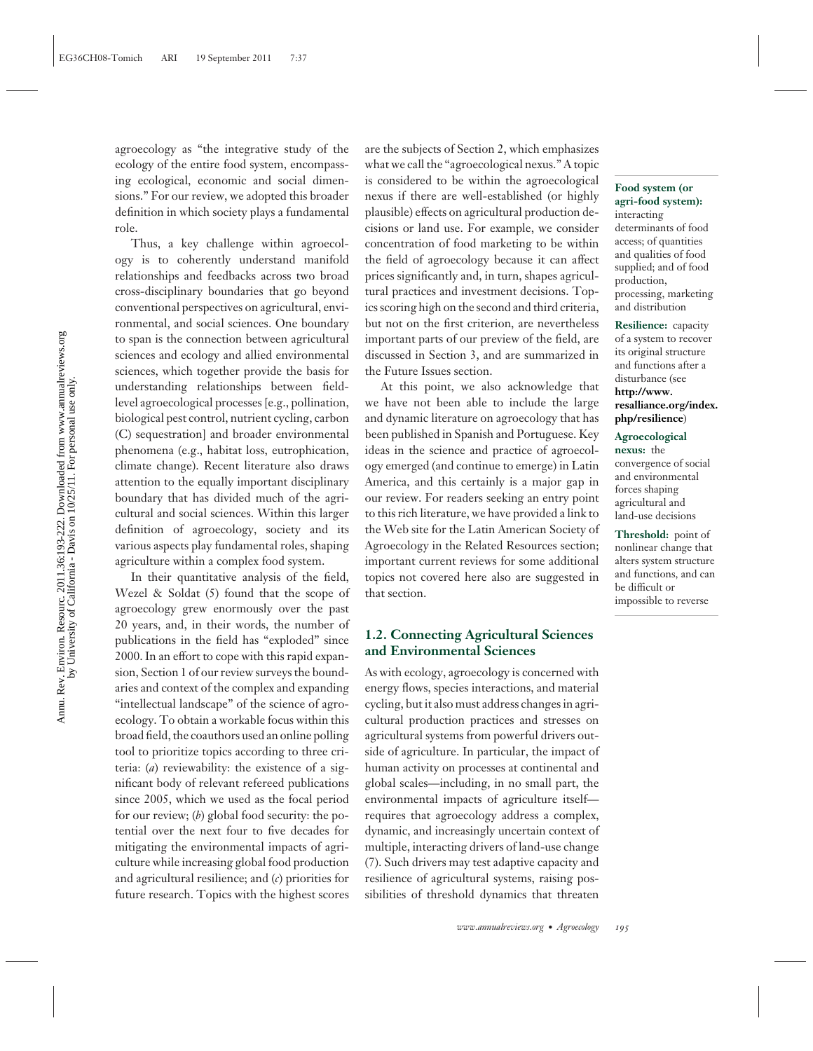agroecology as "the integrative study of the ecology of the entire food system, encompassing ecological, economic and social dimensions." For our review, we adopted this broader definition in which society plays a fundamental role.

Thus, a key challenge within agroecology is to coherently understand manifold relationships and feedbacks across two broad cross-disciplinary boundaries that go beyond conventional perspectives on agricultural, environmental, and social sciences. One boundary to span is the connection between agricultural sciences and ecology and allied environmental sciences, which together provide the basis for understanding relationships between field-level agroecological processes [e.g., pollination, biological pest control, nutrient cycling, carbon (C) sequestration] and broader environmental phenomena (e.g., habitat loss, eutrophication, climate change). Recent literature also draws attention to the equally important disciplinary boundary that has divided much of the agricultural and social sciences. Within this larger definition of agroecology, society and its various aspects play fundamental roles, shaping agriculture within a complex food system.

In their quantitative analysis of the field, Wezel & Soldat (5) found that the scope of agroecology grew enormously over the past 20 years, and, in their words, the number of publications in the field has "exploded" since 2000. In an effort to cope with this rapid expansion, Section 1 of our review surveys the boundaries and context of the complex and expanding "intellectual landscape" of the science of agroecology. To obtain a workable focus within this broad field, the coauthors used an online polling tool to prioritize topics according to three criteria: (*a*) reviewability: the existence of a significant body of relevant refereed publications since 2005, which we used as the focal period for our review; (*b*) global food security: the potential over the next four to five decades for mitigating the environmental impacts of agriculture while increasing global food production and agricultural resilience; and (*c*) priorities for future research. Topics with the highest scores are the subjects of Section 2, which emphasizes what we call the "agroecological nexus." A topic is considered to be within the agroecological nexus if there are well-established (or highly plausible) effects on agricultural production decisions or land use. For example, we consider concentration of food marketing to be within the field of agroecology because it can affect prices significantly and, in turn, shapes agricultural practices and investment decisions. Topics scoring high on the second and third criteria, but not on the first criterion, are nevertheless important parts of our preview of the field, are discussed in Section 3, and are summarized in the Future Issues section.

At this point, we also acknowledge that we have not been able to include the large and dynamic literature on agroecology that has been published in Spanish and Portuguese. Key ideas in the science and practice of agroecology emerged (and continue to emerge) in Latin America, and this certainly is a major gap in our review. For readers seeking an entry point to this rich literature, we have provided a link to the Web site for the Latin American Society of Agroecology in the Related Resources section; important current reviews for some additional topics not covered here also are suggested in that section.

## 1.2. Connecting Agricultural Sciences and Environmental Sciences

As with ecology, agroecology is concerned with energy flows, species interactions, and material cycling, but it also must address changes in agricultural production practices and stresses on agricultural systems from powerful drivers outside of agriculture. In particular, the impact of human activity on processes at continental and global scales—including, in no small part, the environmental impacts of agriculture itself—requires that agroecology address a complex, dynamic, and increasingly uncertain context of multiple, interacting drivers of land-use change (7). Such drivers may test adaptive capacity and resilience of agricultural systems, raising possibilities of threshold dynamics that threaten

**Food system (or agri-food system):** interacting determinants of food access; of quantities and qualities of food supplied; and of food production, processing, marketing and distribution

**Resilience:** capacity of a system to recover its original structure and functions after a disturbance (see **http://www.resalliance.org/index.php/resilience**)

**Agroecological nexus:** the convergence of social and environmental forces shaping agricultural and land-use decisions

**Threshold:** point of nonlinear change that alters system structure and functions, and can be difficult or impossible to reverse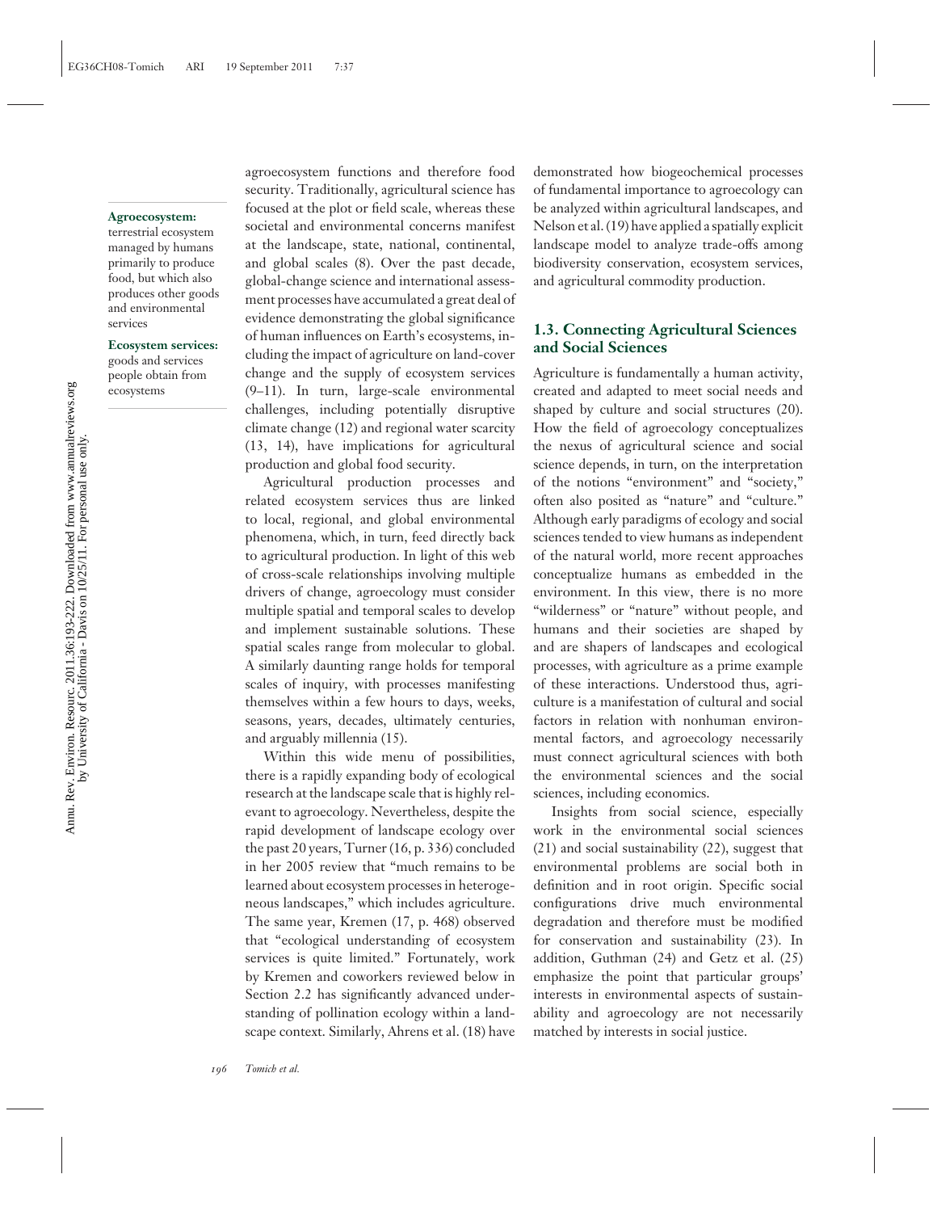**Agroecosystem:** terrestrial ecosystem managed by humans primarily to produce food, but which also produces other goods and environmental services

**Ecosystem services:** goods and services people obtain from ecosystems

agroecosystem functions and therefore food security. Traditionally, agricultural science has focused at the plot or field scale, whereas these societal and environmental concerns manifest at the landscape, state, national, continental, and global scales (8). Over the past decade, global-change science and international assessment processes have accumulated a great deal of evidence demonstrating the global significance of human influences on Earth's ecosystems, including the impact of agriculture on land-cover change and the supply of ecosystem services (9–11). In turn, large-scale environmental challenges, including potentially disruptive climate change (12) and regional water scarcity (13, 14), have implications for agricultural production and global food security.

Agricultural production processes and related ecosystem services thus are linked to local, regional, and global environmental phenomena, which, in turn, feed directly back to agricultural production. In light of this web of cross-scale relationships involving multiple drivers of change, agroecology must consider multiple spatial and temporal scales to develop and implement sustainable solutions. These spatial scales range from molecular to global. A similarly daunting range holds for temporal scales of inquiry, with processes manifesting themselves within a few hours to days, weeks, seasons, years, decades, ultimately centuries, and arguably millennia (15).

Within this wide menu of possibilities, there is a rapidly expanding body of ecological research at the landscape scale that is highly relevant to agroecology. Nevertheless, despite the rapid development of landscape ecology over the past 20 years, Turner (16, p. 336) concluded in her 2005 review that "much remains to be learned about ecosystem processes in heterogeneous landscapes," which includes agriculture. The same year, Kremen (17, p. 468) observed that "ecological understanding of ecosystem services is quite limited." Fortunately, work by Kremen and coworkers reviewed below in Section 2.2 has significantly advanced understanding of pollination ecology within a landscape context. Similarly, Ahrens et al. (18) have demonstrated how biogeochemical processes of fundamental importance to agroecology can be analyzed within agricultural landscapes, and Nelson et al. (19) have applied a spatially explicit landscape model to analyze trade-offs among biodiversity conservation, ecosystem services, and agricultural commodity production.

### 1.3. Connecting Agricultural Sciences and Social Sciences

Agriculture is fundamentally a human activity, created and adapted to meet social needs and shaped by culture and social structures (20). How the field of agroecology conceptualizes the nexus of agricultural science and social science depends, in turn, on the interpretation of the notions "environment" and "society," often also posited as "nature" and "culture." Although early paradigms of ecology and social sciences tended to view humans as independent of the natural world, more recent approaches conceptualize humans as embedded in the environment. In this view, there is no more "wilderness" or "nature" without people, and humans and their societies are shaped by and are shapers of landscapes and ecological processes, with agriculture as a prime example of these interactions. Understood thus, agriculture is a manifestation of cultural and social factors in relation with nonhuman environmental factors, and agroecology necessarily must connect agricultural sciences with both the environmental sciences and the social sciences, including economics.

Insights from social science, especially work in the environmental social sciences (21) and social sustainability (22), suggest that environmental problems are social both in definition and in root origin. Specific social configurations drive much environmental degradation and therefore must be modified for conservation and sustainability (23). In addition, Guthman (24) and Getz et al. (25) emphasize the point that particular groups' interests in environmental aspects of sustainability and agroecology are not necessarily matched by interests in social justice.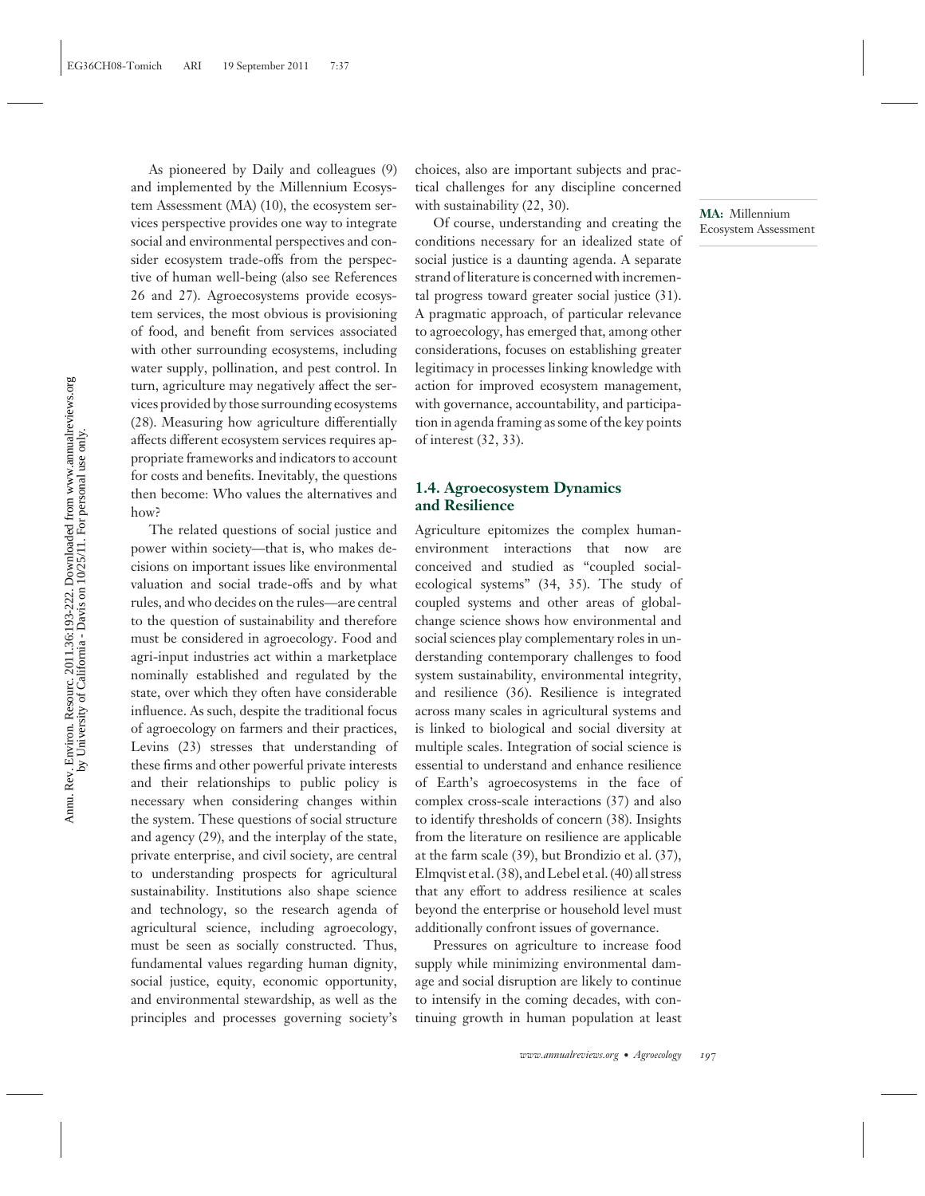As pioneered by Daily and colleagues (9) and implemented by the Millennium Ecosystem Assessment (MA) (10), the ecosystem services perspective provides one way to integrate social and environmental perspectives and consider ecosystem trade-offs from the perspective of human well-being (also see References 26 and 27). Agroecosystems provide ecosystem services, the most obvious is provisioning of food, and benefit from services associated with other surrounding ecosystems, including water supply, pollination, and pest control. In turn, agriculture may negatively affect the services provided by those surrounding ecosystems (28). Measuring how agriculture differentially affects different ecosystem services requires appropriate frameworks and indicators to account for costs and benefits. Inevitably, the questions then become: Who values the alternatives and how?

The related questions of social justice and power within society—that is, who makes decisions on important issues like environmental valuation and social trade-offs and by what rules, and who decides on the rules—are central to the question of sustainability and therefore must be considered in agroecology. Food and agri-input industries act within a marketplace nominally established and regulated by the state, over which they often have considerable influence. As such, despite the traditional focus of agroecology on farmers and their practices, Levins (23) stresses that understanding of these firms and other powerful private interests and their relationships to public policy is necessary when considering changes within the system. These questions of social structure and agency (29), and the interplay of the state, private enterprise, and civil society, are central to understanding prospects for agricultural sustainability. Institutions also shape science and technology, so the research agenda of agricultural science, including agroecology, must be seen as socially constructed. Thus, fundamental values regarding human dignity, social justice, equity, economic opportunity, and environmental stewardship, as well as the principles and processes governing society's choices, also are important subjects and practical challenges for any discipline concerned with sustainability (22, 30).

Of course, understanding and creating the conditions necessary for an idealized state of social justice is a daunting agenda. A separate strand of literature is concerned with incremental progress toward greater social justice (31). A pragmatic approach, of particular relevance to agroecology, has emerged that, among other considerations, focuses on establishing greater legitimacy in processes linking knowledge with action for improved ecosystem management, with governance, accountability, and participation in agenda framing as some of the key points of interest (32, 33).

**MA:** Millennium Ecosystem Assessment

### 1.4. Agroecosystem Dynamics and Resilience

Agriculture epitomizes the complex human-environment interactions that now are conceived and studied as "coupled social-ecological systems" (34, 35). The study of coupled systems and other areas of global-change science shows how environmental and social sciences play complementary roles in understanding contemporary challenges to food system sustainability, environmental integrity, and resilience (36). Resilience is integrated across many scales in agricultural systems and is linked to biological and social diversity at multiple scales. Integration of social science is essential to understand and enhance resilience of Earth's agroecosystems in the face of complex cross-scale interactions (37) and also to identify thresholds of concern (38). Insights from the literature on resilience are applicable at the farm scale (39), but Brondizio et al. (37), Elmqvist et al. (38), and Lebel et al. (40) all stress that any effort to address resilience at scales beyond the enterprise or household level must additionally confront issues of governance.

Pressures on agriculture to increase food supply while minimizing environmental damage and social disruption are likely to continue to intensify in the coming decades, with continuing growth in human population at least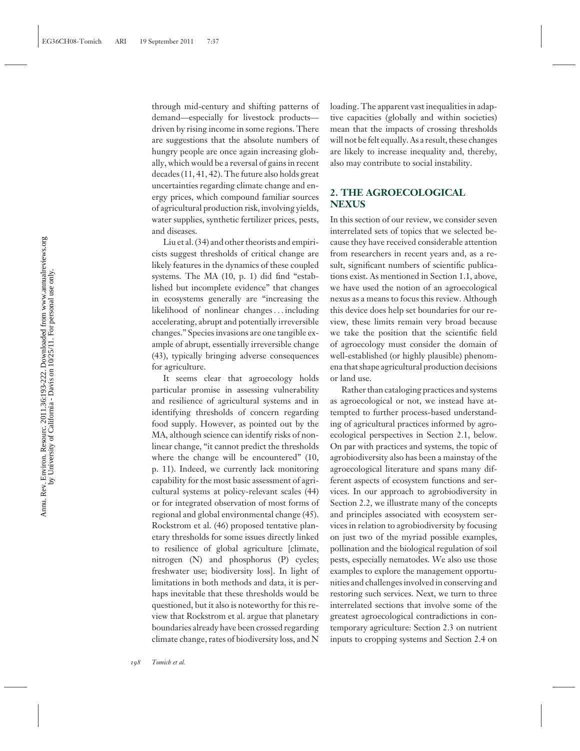through mid-century and shifting patterns of demand—especially for livestock products—driven by rising income in some regions. There are suggestions that the absolute numbers of hungry people are once again increasing globally, which would be a reversal of gains in recent decades (11, 41, 42). The future also holds great uncertainties regarding climate change and energy prices, which compound familiar sources of agricultural production risk, involving yields, water supplies, synthetic fertilizer prices, pests, and diseases.

Liu et al. (34) and other theorists and empiricists suggest thresholds of critical change are likely features in the dynamics of these coupled systems. The MA (10, p. 1) did find "established but incomplete evidence" that changes in ecosystems generally are "increasing the likelihood of nonlinear changes ... including accelerating, abrupt and potentially irreversible changes." Species invasions are one tangible example of abrupt, essentially irreversible change (43), typically bringing adverse consequences for agriculture.

It seems clear that agroecology holds particular promise in assessing vulnerability and resilience of agricultural systems and in identifying thresholds of concern regarding food supply. However, as pointed out by the MA, although science can identify risks of nonlinear change, "it cannot predict the thresholds where the change will be encountered" (10, p. 11). Indeed, we currently lack monitoring capability for the most basic assessment of agricultural systems at policy-relevant scales (44) or for integrated observation of most forms of regional and global environmental change (45). Rockstrom et al. (46) proposed tentative planetary thresholds for some issues directly linked to resilience of global agriculture [climate, nitrogen (N) and phosphorus (P) cycles; freshwater use; biodiversity loss]. In light of limitations in both methods and data, it is perhaps inevitable that these thresholds would be questioned, but it also is noteworthy for this review that Rockstrom et al. argue that planetary boundaries already have been crossed regarding climate change, rates of biodiversity loss, and N loading. The apparent vast inequalities in adaptive capacities (globally and within societies) mean that the impacts of crossing thresholds will not be felt equally. As a result, these changes are likely to increase inequality and, thereby, also may contribute to social instability.

## 2. THE AGROECOLOGICAL NEXUS

In this section of our review, we consider seven interrelated sets of topics that we selected because they have received considerable attention from researchers in recent years and, as a result, significant numbers of scientific publications exist. As mentioned in Section 1.1, above, we have used the notion of an agroecological nexus as a means to focus this review. Although this device does help set boundaries for our review, these limits remain very broad because we take the position that the scientific field of agroecology must consider the domain of well-established (or highly plausible) phenomena that shape agricultural production decisions or land use.

Rather than cataloging practices and systems as agroecological or not, we instead have attempted to further process-based understanding of agricultural practices informed by agroecological perspectives in Section 2.1, below. On par with practices and systems, the topic of agrobiodiversity also has been a mainstay of the agroecological literature and spans many different aspects of ecosystem functions and services. In our approach to agrobiodiversity in Section 2.2, we illustrate many of the concepts and principles associated with ecosystem services in relation to agrobiodiversity by focusing on just two of the myriad possible examples, pollination and the biological regulation of soil pests, especially nematodes. We also use those examples to explore the management opportunities and challenges involved in conserving and restoring such services. Next, we turn to three interrelated sections that involve some of the greatest agroecological contradictions in contemporary agriculture: Section 2.3 on nutrient inputs to cropping systems and Section 2.4 on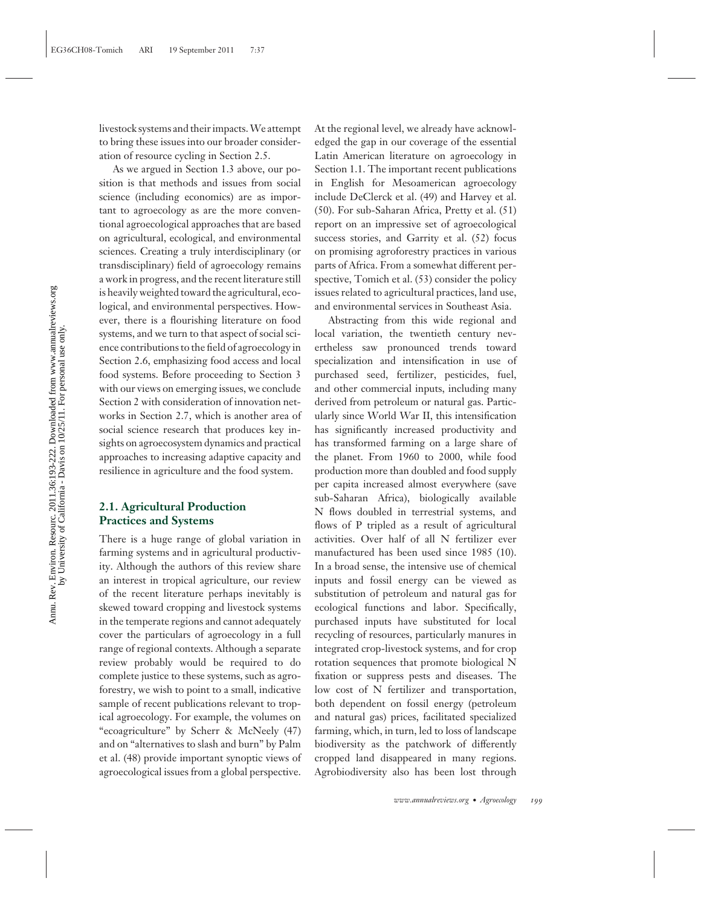livestock systems and their impacts. We attempt to bring these issues into our broader consideration of resource cycling in Section 2.5.

As we argued in Section 1.3 above, our position is that methods and issues from social science (including economics) are as important to agroecology as are the more conventional agroecological approaches that are based on agricultural, ecological, and environmental sciences. Creating a truly interdisciplinary (or transdisciplinary) field of agroecology remains a work in progress, and the recent literature still is heavily weighted toward the agricultural, ecological, and environmental perspectives. However, there is a flourishing literature on food systems, and we turn to that aspect of social science contributions to the field of agroecology in Section 2.6, emphasizing food access and local food systems. Before proceeding to Section 3 with our views on emerging issues, we conclude Section 2 with consideration of innovation networks in Section 2.7, which is another area of social science research that produces key insights on agroecosystem dynamics and practical approaches to increasing adaptive capacity and resilience in agriculture and the food system.

## 2.1. Agricultural Production Practices and Systems

There is a huge range of global variation in farming systems and in agricultural productivity. Although the authors of this review share an interest in tropical agriculture, our review of the recent literature perhaps inevitably is skewed toward cropping and livestock systems in the temperate regions and cannot adequately cover the particulars of agroecology in a full range of regional contexts. Although a separate review probably would be required to do complete justice to these systems, such as agroforestry, we wish to point to a small, indicative sample of recent publications relevant to tropical agroecology. For example, the volumes on "ecoagriculture" by Scherr & McNeely (47) and on "alternatives to slash and burn" by Palm et al. (48) provide important synoptic views of agroecological issues from a global perspective. At the regional level, we already have acknowledged the gap in our coverage of the essential Latin American literature on agroecology in Section 1.1. The important recent publications in English for Mesoamerican agroecology include DeClerck et al. (49) and Harvey et al. (50). For sub-Saharan Africa, Pretty et al. (51) report on an impressive set of agroecological success stories, and Garrity et al. (52) focus on promising agroforestry practices in various parts of Africa. From a somewhat different perspective, Tomich et al. (53) consider the policy issues related to agricultural practices, land use, and environmental services in Southeast Asia.

Abstracting from this wide regional and local variation, the twentieth century nevertheless saw pronounced trends toward specialization and intensification in use of purchased seed, fertilizer, pesticides, fuel, and other commercial inputs, including many derived from petroleum or natural gas. Particularly since World War II, this intensification has significantly increased productivity and has transformed farming on a large share of the planet. From 1960 to 2000, while food production more than doubled and food supply per capita increased almost everywhere (save sub-Saharan Africa), biologically available N flows doubled in terrestrial systems, and flows of P tripled as a result of agricultural activities. Over half of all N fertilizer ever manufactured has been used since 1985 (10). In a broad sense, the intensive use of chemical inputs and fossil energy can be viewed as substitution of petroleum and natural gas for ecological functions and labor. Specifically, purchased inputs have substituted for local recycling of resources, particularly manures in integrated crop-livestock systems, and for crop rotation sequences that promote biological N fixation or suppress pests and diseases. The low cost of N fertilizer and transportation, both dependent on fossil energy (petroleum and natural gas) prices, facilitated specialized farming, which, in turn, led to loss of landscape biodiversity as the patchwork of differently cropped land disappeared in many regions. Agrobiodiversity also has been lost through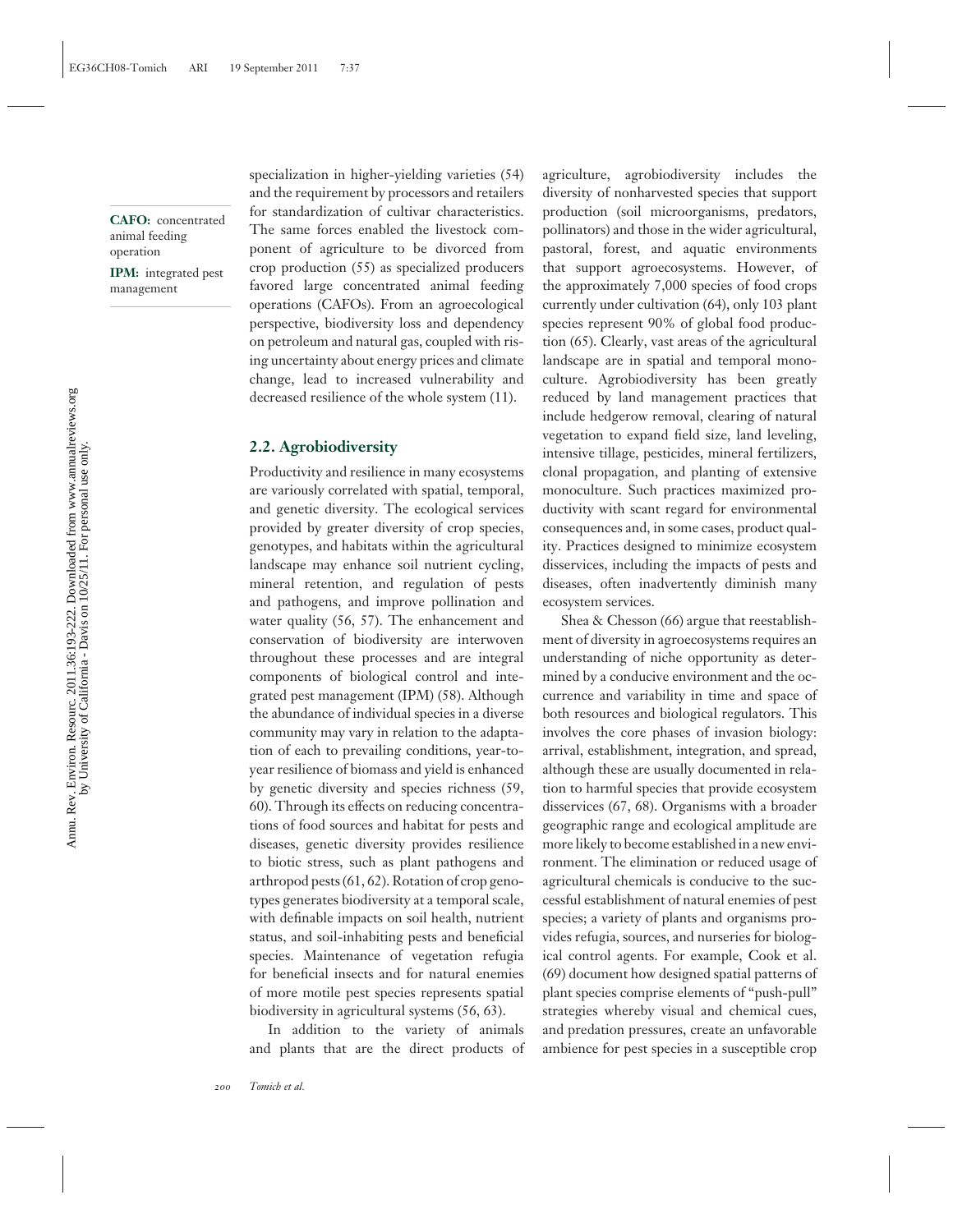specialization in higher-yielding varieties (54) and the requirement by processors and retailers for standardization of cultivar characteristics. The same forces enabled the livestock component of agriculture to be divorced from crop production (55) as specialized producers favored large concentrated animal feeding operations (CAFOs). From an agroecological perspective, biodiversity loss and dependency on petroleum and natural gas, coupled with rising uncertainty about energy prices and climate change, lead to increased vulnerability and decreased resilience of the whole system (11).

**CAFO:** concentrated animal feeding operation

**IPM:** integrated pest management

## 2.2. Agrobiodiversity

Productivity and resilience in many ecosystems are variously correlated with spatial, temporal, and genetic diversity. The ecological services provided by greater diversity of crop species, genotypes, and habitats within the agricultural landscape may enhance soil nutrient cycling, mineral retention, and regulation of pests and pathogens, and improve pollination and water quality (56, 57). The enhancement and conservation of biodiversity are interwoven throughout these processes and are integral components of biological control and integrated pest management (IPM) (58). Although the abundance of individual species in a diverse community may vary in relation to the adaptation of each to prevailing conditions, year-to-year resilience of biomass and yield is enhanced by genetic diversity and species richness (59, 60). Through its effects on reducing concentrations of food sources and habitat for pests and diseases, genetic diversity provides resilience to biotic stress, such as plant pathogens and arthropod pests (61, 62). Rotation of crop genotypes generates biodiversity at a temporal scale, with definable impacts on soil health, nutrient status, and soil-inhabiting pests and beneficial species. Maintenance of vegetation refugia for beneficial insects and for natural enemies of more motile pest species represents spatial biodiversity in agricultural systems (56, 63).

In addition to the variety of animals and plants that are the direct products of agriculture, agrobiodiversity includes the diversity of nonharvested species that support production (soil microorganisms, predators, pollinators) and those in the wider agricultural, pastoral, forest, and aquatic environments that support agroecosystems. However, of the approximately 7,000 species of food crops currently under cultivation (64), only 103 plant species represent 90% of global food production (65). Clearly, vast areas of the agricultural landscape are in spatial and temporal monoculture. Agrobiodiversity has been greatly reduced by land management practices that include hedgerow removal, clearing of natural vegetation to expand field size, land leveling, intensive tillage, pesticides, mineral fertilizers, clonal propagation, and planting of extensive monoculture. Such practices maximized productivity with scant regard for environmental consequences and, in some cases, product quality. Practices designed to minimize ecosystem disservices, including the impacts of pests and diseases, often inadvertently diminish many ecosystem services.

Shea & Chesson (66) argue that reestablishment of diversity in agroecosystems requires an understanding of niche opportunity as determined by a conducive environment and the occurrence and variability in time and space of both resources and biological regulators. This involves the core phases of invasion biology: arrival, establishment, integration, and spread, although these are usually documented in relation to harmful species that provide ecosystem disservices (67, 68). Organisms with a broader geographic range and ecological amplitude are more likely to become established in a new environment. The elimination or reduced usage of agricultural chemicals is conducive to the successful establishment of natural enemies of pest species; a variety of plants and organisms provides refugia, sources, and nurseries for biological control agents. For example, Cook et al. (69) document how designed spatial patterns of plant species comprise elements of "push-pull" strategies whereby visual and chemical cues, and predation pressures, create an unfavorable ambience for pest species in a susceptible crop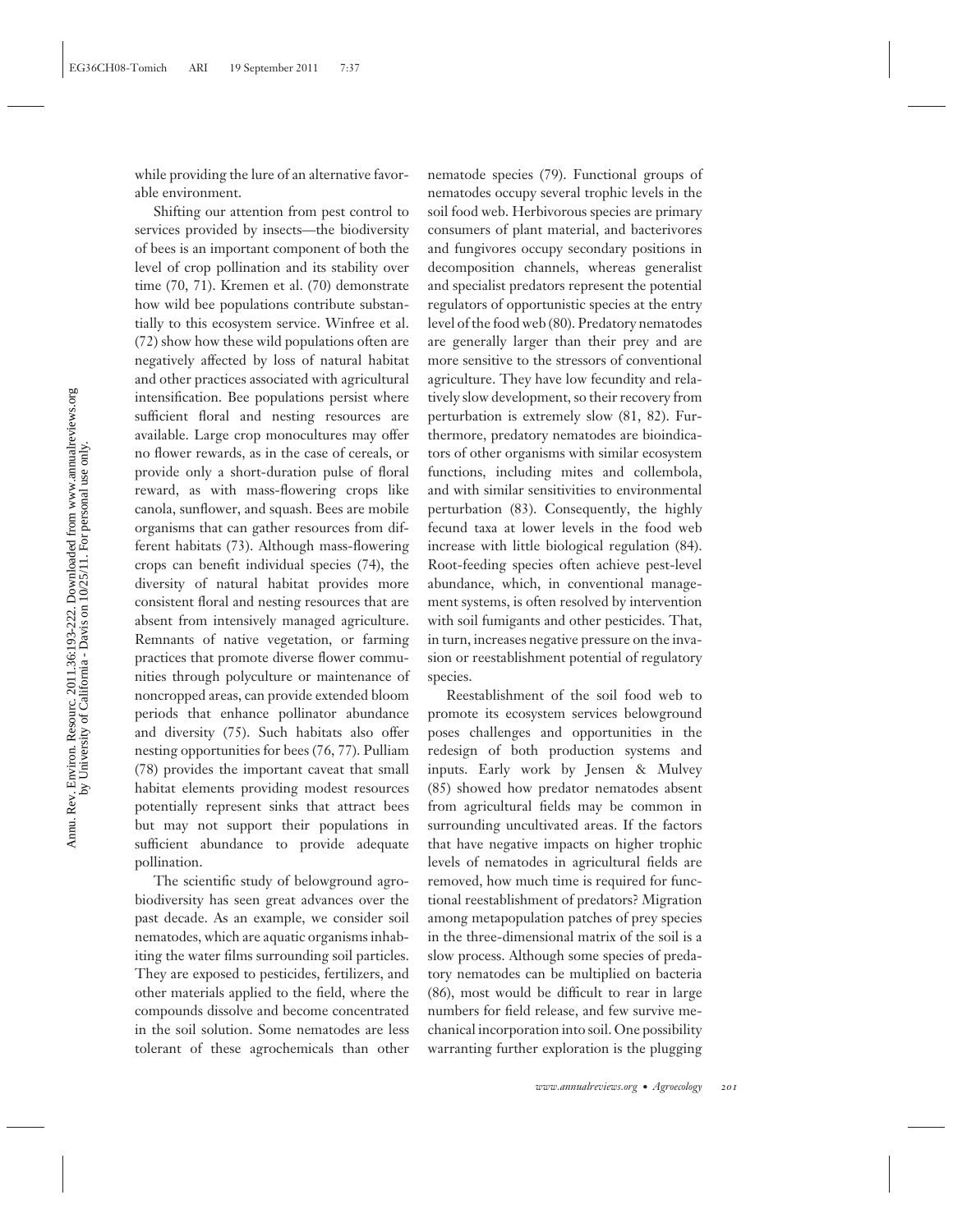while providing the lure of an alternative favorable environment.

Shifting our attention from pest control to services provided by insects—the biodiversity of bees is an important component of both the level of crop pollination and its stability over time (70, 71). Kremen et al. (70) demonstrate how wild bee populations contribute substantially to this ecosystem service. Winfree et al. (72) show how these wild populations often are negatively affected by loss of natural habitat and other practices associated with agricultural intensification. Bee populations persist where sufficient floral and nesting resources are available. Large crop monocultures may offer no flower rewards, as in the case of cereals, or provide only a short-duration pulse of floral reward, as with mass-flowering crops like canola, sunflower, and squash. Bees are mobile organisms that can gather resources from different habitats (73). Although mass-flowering crops can benefit individual species (74), the diversity of natural habitat provides more consistent floral and nesting resources that are absent from intensively managed agriculture. Remnants of native vegetation, or farming practices that promote diverse flower communities through polyculture or maintenance of noncropped areas, can provide extended bloom periods that enhance pollinator abundance and diversity (75). Such habitats also offer nesting opportunities for bees (76, 77). Pulliam (78) provides the important caveat that small habitat elements providing modest resources potentially represent sinks that attract bees but may not support their populations in sufficient abundance to provide adequate pollination.

The scientific study of belowground agrobiodiversity has seen great advances over the past decade. As an example, we consider soil nematodes, which are aquatic organisms inhabiting the water films surrounding soil particles. They are exposed to pesticides, fertilizers, and other materials applied to the field, where the compounds dissolve and become concentrated in the soil solution. Some nematodes are less tolerant of these agrochemicals than other nematode species (79). Functional groups of nematodes occupy several trophic levels in the soil food web. Herbivorous species are primary consumers of plant material, and bacterivores and fungivores occupy secondary positions in decomposition channels, whereas generalist and specialist predators represent the potential regulators of opportunistic species at the entry level of the food web (80). Predatory nematodes are generally larger than their prey and are more sensitive to the stressors of conventional agriculture. They have low fecundity and relatively slow development, so their recovery from perturbation is extremely slow (81, 82). Furthermore, predatory nematodes are bioindicators of other organisms with similar ecosystem functions, including mites and collembola, and with similar sensitivities to environmental perturbation (83). Consequently, the highly fecund taxa at lower levels in the food web increase with little biological regulation (84). Root-feeding species often achieve pest-level abundance, which, in conventional management systems, is often resolved by intervention with soil fumigants and other pesticides. That, in turn, increases negative pressure on the invasion or reestablishment potential of regulatory species.

Reestablishment of the soil food web to promote its ecosystem services belowground poses challenges and opportunities in the redesign of both production systems and inputs. Early work by Jensen & Mulvey (85) showed how predator nematodes absent from agricultural fields may be common in surrounding uncultivated areas. If the factors that have negative impacts on higher trophic levels of nematodes in agricultural fields are removed, how much time is required for functional reestablishment of predators? Migration among metapopulation patches of prey species in the three-dimensional matrix of the soil is a slow process. Although some species of predatory nematodes can be multiplied on bacteria (86), most would be difficult to rear in large numbers for field release, and few survive mechanical incorporation into soil. One possibility warranting further exploration is the plugging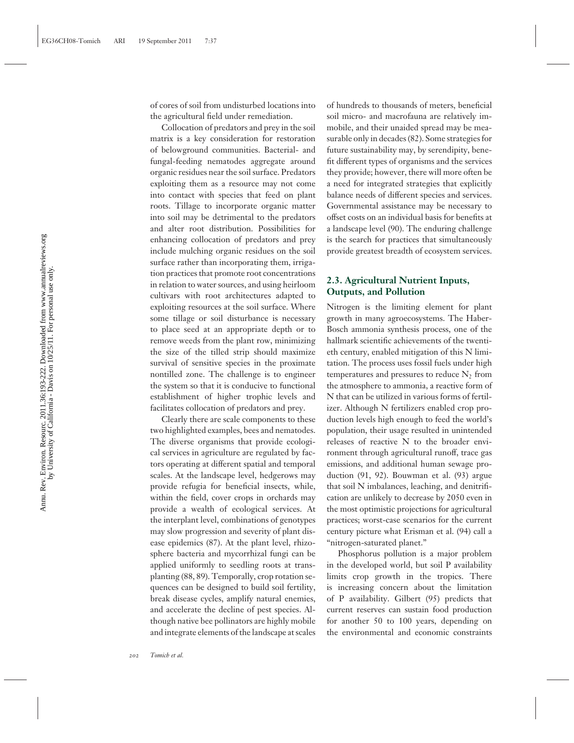of cores of soil from undisturbed locations into the agricultural field under remediation.

Collocation of predators and prey in the soil matrix is a key consideration for restoration of belowground communities. Bacterial- and fungal-feeding nematodes aggregate around organic residues near the soil surface. Predators exploiting them as a resource may not come into contact with species that feed on plant roots. Tillage to incorporate organic matter into soil may be detrimental to the predators and alter root distribution. Possibilities for enhancing collocation of predators and prey include mulching organic residues on the soil surface rather than incorporating them, irrigation practices that promote root concentrations in relation to water sources, and using heirloom cultivars with root architectures adapted to exploiting resources at the soil surface. Where some tillage or soil disturbance is necessary to place seed at an appropriate depth or to remove weeds from the plant row, minimizing the size of the tilled strip should maximize survival of sensitive species in the proximate nontilled zone. The challenge is to engineer the system so that it is conducive to functional establishment of higher trophic levels and facilitates collocation of predators and prey.

Clearly there are scale components to these two highlighted examples, bees and nematodes. The diverse organisms that provide ecological services in agriculture are regulated by factors operating at different spatial and temporal scales. At the landscape level, hedgerows may provide refugia for beneficial insects, while, within the field, cover crops in orchards may provide a wealth of ecological services. At the interplant level, combinations of genotypes may slow progression and severity of plant disease epidemics (87). At the plant level, rhizosphere bacteria and mycorrhizal fungi can be applied uniformly to seedling roots at transplanting (88, 89). Temporally, crop rotation sequences can be designed to build soil fertility, break disease cycles, amplify natural enemies, and accelerate the decline of pest species. Although native bee pollinators are highly mobile and integrate elements of the landscape at scales of hundreds to thousands of meters, beneficial soil micro- and macrofauna are relatively immobile, and their unaided spread may be measurable only in decades (82). Some strategies for future sustainability may, by serendipity, benefit different types of organisms and the services they provide; however, there will more often be a need for integrated strategies that explicitly balance needs of different species and services. Governmental assistance may be necessary to offset costs on an individual basis for benefits at a landscape level (90). The enduring challenge is the search for practices that simultaneously provide greatest breadth of ecosystem services.

## 2.3. Agricultural Nutrient Inputs, Outputs, and Pollution

Nitrogen is the limiting element for plant growth in many agroecosystems. The Haber-Bosch ammonia synthesis process, one of the hallmark scientific achievements of the twentieth century, enabled mitigation of this N limitation. The process uses fossil fuels under high temperatures and pressures to reduce $N_2$ from the atmosphere to ammonia, a reactive form of N that can be utilized in various forms of fertilizer. Although N fertilizers enabled crop production levels high enough to feed the world's population, their usage resulted in unintended releases of reactive N to the broader environment through agricultural runoff, trace gas emissions, and additional human sewage production (91, 92). Bouwman et al. (93) argue that soil N imbalances, leaching, and denitrification are unlikely to decrease by 2050 even in the most optimistic projections for agricultural practices; worst-case scenarios for the current century picture what Erisman et al. (94) call a "nitrogen-saturated planet."

Phosphorus pollution is a major problem in the developed world, but soil P availability limits crop growth in the tropics. There is increasing concern about the limitation of P availability. Gilbert (95) predicts that current reserves can sustain food production for another 50 to 100 years, depending on the environmental and economic constraints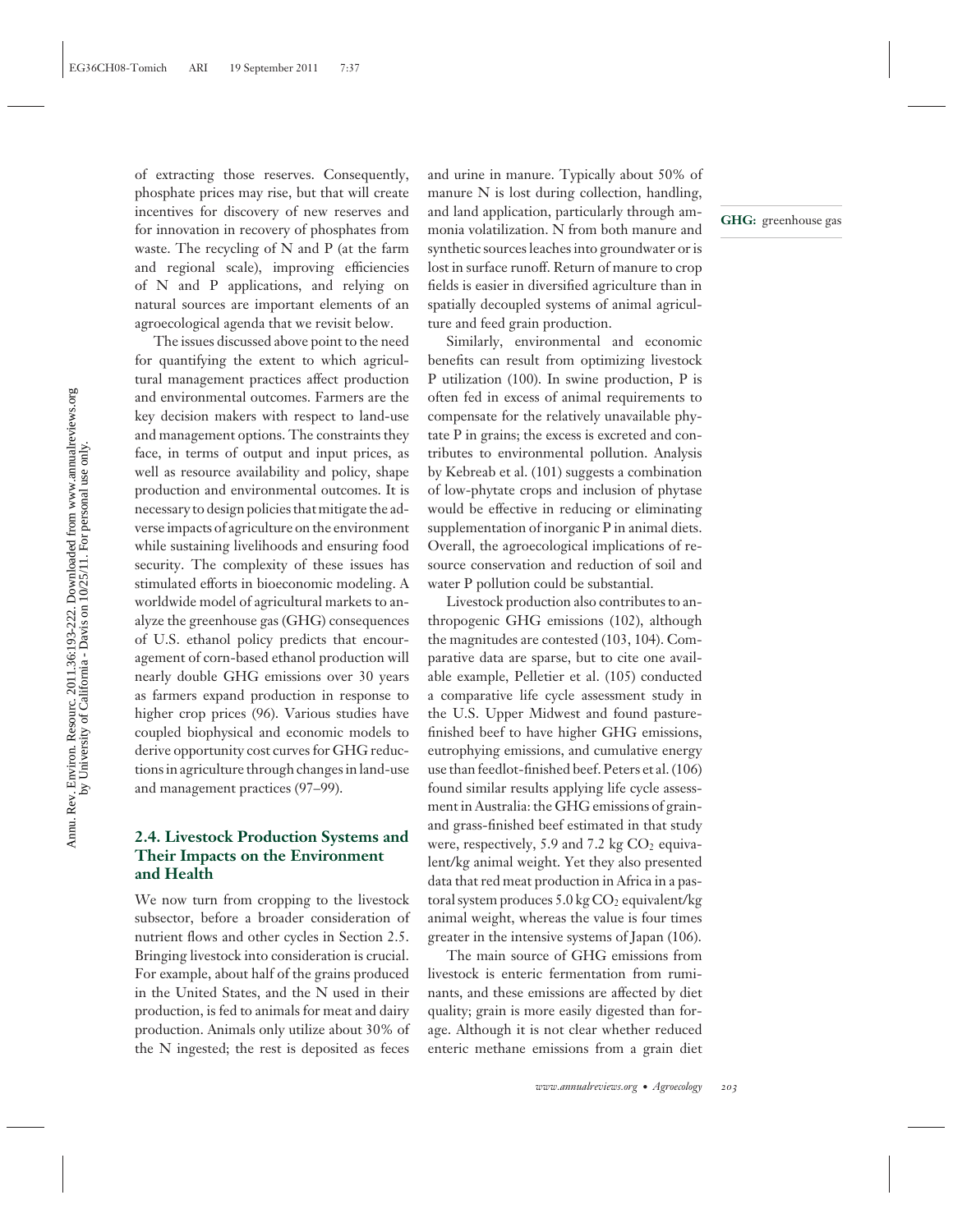of extracting those reserves. Consequently, phosphate prices may rise, but that will create incentives for discovery of new reserves and for innovation in recovery of phosphates from waste. The recycling of N and P (at the farm and regional scale), improving efficiencies of N and P applications, and relying on natural sources are important elements of an agroecological agenda that we revisit below.

The issues discussed above point to the need for quantifying the extent to which agricultural management practices affect production and environmental outcomes. Farmers are the key decision makers with respect to land-use and management options. The constraints they face, in terms of output and input prices, as well as resource availability and policy, shape production and environmental outcomes. It is necessary to design policies that mitigate the adverse impacts of agriculture on the environment while sustaining livelihoods and ensuring food security. The complexity of these issues has stimulated efforts in bioeconomic modeling. A worldwide model of agricultural markets to analyze the greenhouse gas (GHG) consequences of U.S. ethanol policy predicts that encouragement of corn-based ethanol production will nearly double GHG emissions over 30 years as farmers expand production in response to higher crop prices (96). Various studies have coupled biophysical and economic models to derive opportunity cost curves for GHG reductions in agriculture through changes in land-use and management practices (97–99).

GHG: greenhouse gas

## 2.4. Livestock Production Systems and Their Impacts on the Environment and Health

We now turn from cropping to the livestock subsector, before a broader consideration of nutrient flows and other cycles in Section 2.5. Bringing livestock into consideration is crucial. For example, about half of the grains produced in the United States, and the N used in their production, is fed to animals for meat and dairy production. Animals only utilize about 30% of the N ingested; the rest is deposited as feces and urine in manure. Typically about 50% of manure N is lost during collection, handling, and land application, particularly through ammonia volatilization. N from both manure and synthetic sources leaches into groundwater or is lost in surface runoff. Return of manure to crop fields is easier in diversified agriculture than in spatially decoupled systems of animal agriculture and feed grain production.

Similarly, environmental and economic benefits can result from optimizing livestock P utilization (100). In swine production, P is often fed in excess of animal requirements to compensate for the relatively unavailable phytate P in grains; the excess is excreted and contributes to environmental pollution. Analysis by Kebreab et al. (101) suggests a combination of low-phytate crops and inclusion of phytase would be effective in reducing or eliminating supplementation of inorganic P in animal diets. Overall, the agroecological implications of resource conservation and reduction of soil and water P pollution could be substantial.

Livestock production also contributes to anthropogenic GHG emissions (102), although the magnitudes are contested (103, 104). Comparative data are sparse, but to cite one available example, Pelletier et al. (105) conducted a comparative life cycle assessment study in the U.S. Upper Midwest and found pasture-finished beef to have higher GHG emissions, eutrophying emissions, and cumulative energy use than feedlot-finished beef. Peters et al. (106) found similar results applying life cycle assessment in Australia: the GHG emissions of grain- and grass-finished beef estimated in that study were, respectively, 5.9 and 7.2 kg $CO_2$ equivalent/kg animal weight. Yet they also presented data that red meat production in Africa in a pastoral system produces 5.0 kg $CO_2$ equivalent/kg animal weight, whereas the value is four times greater in the intensive systems of Japan (106).

The main source of GHG emissions from livestock is enteric fermentation from ruminants, and these emissions are affected by diet quality; grain is more easily digested than forage. Although it is not clear whether reduced enteric methane emissions from a grain diet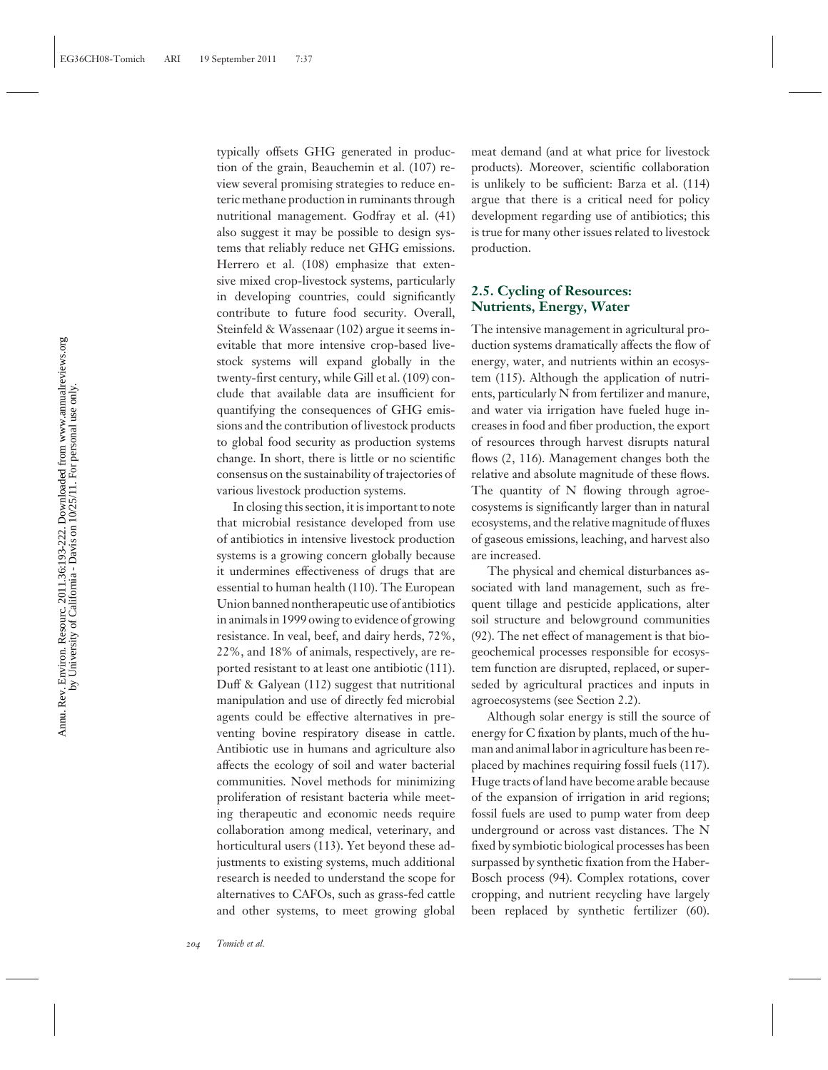typically offsets GHG generated in production of the grain, Beauchemin et al. (107) review several promising strategies to reduce enteric methane production in ruminants through nutritional management. Godfray et al. (41) also suggest it may be possible to design systems that reliably reduce net GHG emissions. Herrero et al. (108) emphasize that extensive mixed crop-livestock systems, particularly in developing countries, could significantly contribute to future food security. Overall, Steinfeld & Wassenaar (102) argue it seems inevitable that more intensive crop-based livestock systems will expand globally in the twenty-first century, while Gill et al. (109) conclude that available data are insufficient for quantifying the consequences of GHG emissions and the contribution of livestock products to global food security as production systems change. In short, there is little or no scientific consensus on the sustainability of trajectories of various livestock production systems.

In closing this section, it is important to note that microbial resistance developed from use of antibiotics in intensive livestock production systems is a growing concern globally because it undermines effectiveness of drugs that are essential to human health (110). The European Union banned nontherapeutic use of antibiotics in animals in 1999 owing to evidence of growing resistance. In veal, beef, and dairy herds, 72%, 22%, and 18% of animals, respectively, are reported resistant to at least one antibiotic (111). Duff & Galyean (112) suggest that nutritional manipulation and use of directly fed microbial agents could be effective alternatives in preventing bovine respiratory disease in cattle. Antibiotic use in humans and agriculture also affects the ecology of soil and water bacterial communities. Novel methods for minimizing proliferation of resistant bacteria while meeting therapeutic and economic needs require collaboration among medical, veterinary, and horticultural users (113). Yet beyond these adjustments to existing systems, much additional research is needed to understand the scope for alternatives to CAFOs, such as grass-fed cattle and other systems, to meet growing global meat demand (and at what price for livestock products). Moreover, scientific collaboration is unlikely to be sufficient: Barza et al. (114) argue that there is a critical need for policy development regarding use of antibiotics; this is true for many other issues related to livestock production.

## 2.5. Cycling of Resources: Nutrients, Energy, Water

The intensive management in agricultural production systems dramatically affects the flow of energy, water, and nutrients within an ecosystem (115). Although the application of nutrients, particularly N from fertilizer and manure, and water via irrigation have fueled huge increases in food and fiber production, the export of resources through harvest disrupts natural flows (2, 116). Management changes both the relative and absolute magnitude of these flows. The quantity of N flowing through agroecosystems is significantly larger than in natural ecosystems, and the relative magnitude of fluxes of gaseous emissions, leaching, and harvest also are increased.

The physical and chemical disturbances associated with land management, such as frequent tillage and pesticide applications, alter soil structure and belowground communities (92). The net effect of management is that biogeochemical processes responsible for ecosystem function are disrupted, replaced, or superseded by agricultural practices and inputs in agroecosystems (see Section 2.2).

Although solar energy is still the source of energy for C fixation by plants, much of the human and animal labor in agriculture has been replaced by machines requiring fossil fuels (117). Huge tracts of land have become arable because of the expansion of irrigation in arid regions; fossil fuels are used to pump water from deep underground or across vast distances. The N fixed by symbiotic biological processes has been surpassed by synthetic fixation from the Haber-Bosch process (94). Complex rotations, cover cropping, and nutrient recycling have largely been replaced by synthetic fertilizer (60).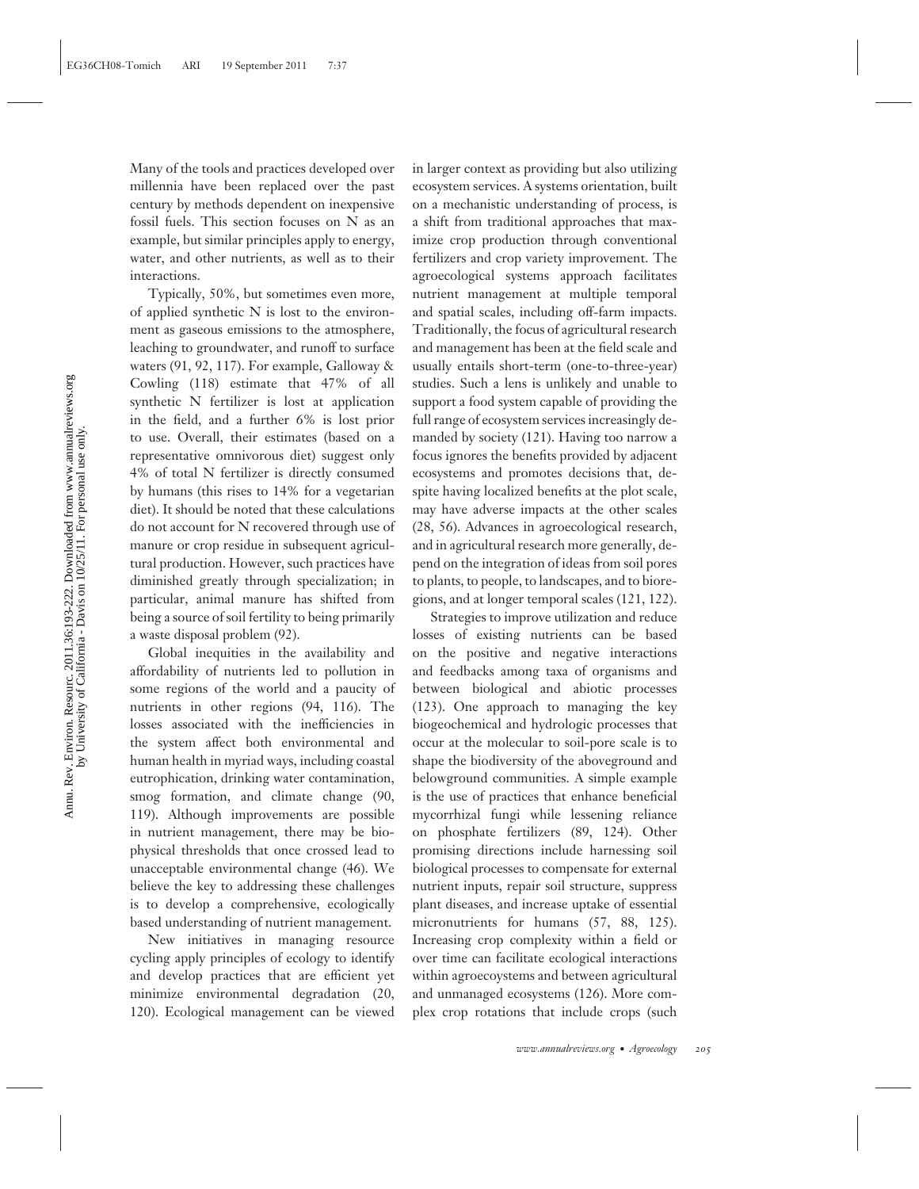Many of the tools and practices developed over millennia have been replaced over the past century by methods dependent on inexpensive fossil fuels. This section focuses on N as an example, but similar principles apply to energy, water, and other nutrients, as well as to their interactions.

Typically, 50%, but sometimes even more, of applied synthetic N is lost to the environment as gaseous emissions to the atmosphere, leaching to groundwater, and runoff to surface waters (91, 92, 117). For example, Galloway & Cowling (118) estimate that 47% of all synthetic N fertilizer is lost at application in the field, and a further 6% is lost prior to use. Overall, their estimates (based on a representative omnivorous diet) suggest only 4% of total N fertilizer is directly consumed by humans (this rises to 14% for a vegetarian diet). It should be noted that these calculations do not account for N recovered through use of manure or crop residue in subsequent agricultural production. However, such practices have diminished greatly through specialization; in particular, animal manure has shifted from being a source of soil fertility to being primarily a waste disposal problem (92).

Global inequities in the availability and affordability of nutrients led to pollution in some regions of the world and a paucity of nutrients in other regions (94, 116). The losses associated with the inefficiencies in the system affect both environmental and human health in myriad ways, including coastal eutrophication, drinking water contamination, smog formation, and climate change (90, 119). Although improvements are possible in nutrient management, there may be biophysical thresholds that once crossed lead to unacceptable environmental change (46). We believe the key to addressing these challenges is to develop a comprehensive, ecologically based understanding of nutrient management.

New initiatives in managing resource cycling apply principles of ecology to identify and develop practices that are efficient yet minimize environmental degradation (20, 120). Ecological management can be viewed in larger context as providing but also utilizing ecosystem services. A systems orientation, built on a mechanistic understanding of process, is a shift from traditional approaches that maximize crop production through conventional fertilizers and crop variety improvement. The agroecological systems approach facilitates nutrient management at multiple temporal and spatial scales, including off-farm impacts. Traditionally, the focus of agricultural research and management has been at the field scale and usually entails short-term (one-to-three-year) studies. Such a lens is unlikely and unable to support a food system capable of providing the full range of ecosystem services increasingly demanded by society (121). Having too narrow a focus ignores the benefits provided by adjacent ecosystems and promotes decisions that, despite having localized benefits at the plot scale, may have adverse impacts at the other scales (28, 56). Advances in agroecological research, and in agricultural research more generally, depend on the integration of ideas from soil pores to plants, to people, to landscapes, and to bioregions, and at longer temporal scales (121, 122).

Strategies to improve utilization and reduce losses of existing nutrients can be based on the positive and negative interactions and feedbacks among taxa of organisms and between biological and abiotic processes (123). One approach to managing the key biogeochemical and hydrologic processes that occur at the molecular to soil-pore scale is to shape the biodiversity of the aboveground and belowground communities. A simple example is the use of practices that enhance beneficial mycorrhizal fungi while lessening reliance on phosphate fertilizers (89, 124). Other promising directions include harnessing soil biological processes to compensate for external nutrient inputs, repair soil structure, suppress plant diseases, and increase uptake of essential micronutrients for humans (57, 88, 125). Increasing crop complexity within a field or over time can facilitate ecological interactions within agroecoystems and between agricultural and unmanaged ecosystems (126). More complex crop rotations that include crops (such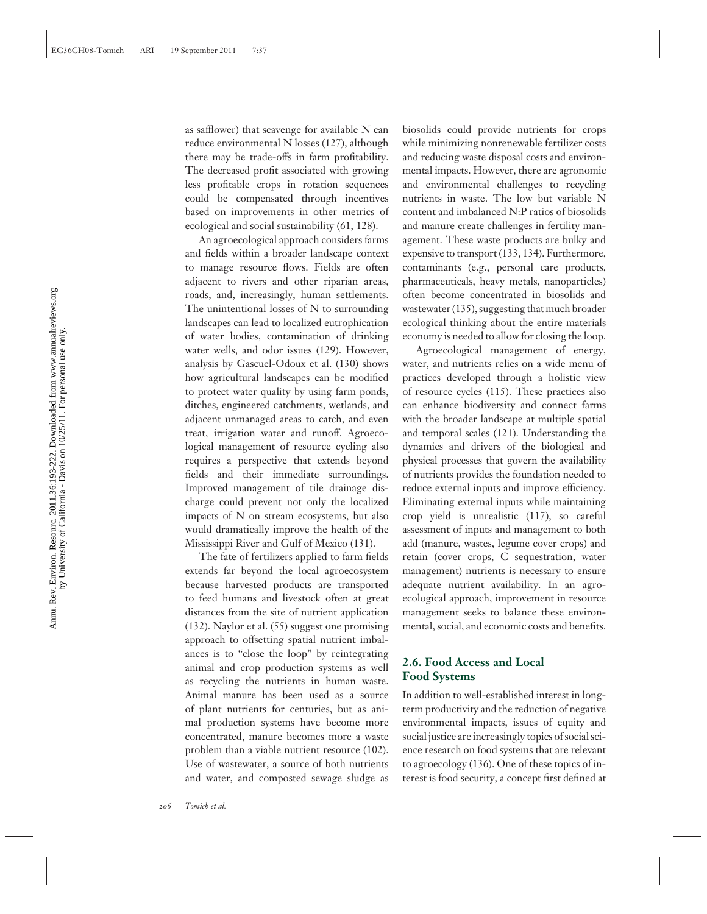as safflower) that scavenge for available N can reduce environmental N losses (127), although there may be trade-offs in farm profitability. The decreased profit associated with growing less profitable crops in rotation sequences could be compensated through incentives based on improvements in other metrics of ecological and social sustainability (61, 128).

An agroecological approach considers farms and fields within a broader landscape context to manage resource flows. Fields are often adjacent to rivers and other riparian areas, roads, and, increasingly, human settlements. The unintentional losses of N to surrounding landscapes can lead to localized eutrophication of water bodies, contamination of drinking water wells, and odor issues (129). However, analysis by Gascuel-Odoux et al. (130) shows how agricultural landscapes can be modified to protect water quality by using farm ponds, ditches, engineered catchments, wetlands, and adjacent unmanaged areas to catch, and even treat, irrigation water and runoff. Agroecological management of resource cycling also requires a perspective that extends beyond fields and their immediate surroundings. Improved management of tile drainage discharge could prevent not only the localized impacts of N on stream ecosystems, but also would dramatically improve the health of the Mississippi River and Gulf of Mexico (131).

The fate of fertilizers applied to farm fields extends far beyond the local agroecosystem because harvested products are transported to feed humans and livestock often at great distances from the site of nutrient application (132). Naylor et al. (55) suggest one promising approach to offsetting spatial nutrient imbalances is to "close the loop" by reintegrating animal and crop production systems as well as recycling the nutrients in human waste. Animal manure has been used as a source of plant nutrients for centuries, but as animal production systems have become more concentrated, manure becomes more a waste problem than a viable nutrient resource (102). Use of wastewater, a source of both nutrients and water, and composted sewage sludge as biosolids could provide nutrients for crops while minimizing nonrenewable fertilizer costs and reducing waste disposal costs and environmental impacts. However, there are agronomic and environmental challenges to recycling nutrients in waste. The low but variable N content and imbalanced N:P ratios of biosolids and manure create challenges in fertility management. These waste products are bulky and expensive to transport (133, 134). Furthermore, contaminants (e.g., personal care products, pharmaceuticals, heavy metals, nanoparticles) often become concentrated in biosolids and wastewater (135), suggesting that much broader ecological thinking about the entire materials economy is needed to allow for closing the loop.

Agroecological management of energy, water, and nutrients relies on a wide menu of practices developed through a holistic view of resource cycles (115). These practices also can enhance biodiversity and connect farms with the broader landscape at multiple spatial and temporal scales (121). Understanding the dynamics and drivers of the biological and physical processes that govern the availability of nutrients provides the foundation needed to reduce external inputs and improve efficiency. Eliminating external inputs while maintaining crop yield is unrealistic (117), so careful assessment of inputs and management to both add (manure, wastes, legume cover crops) and retain (cover crops, C sequestration, water management) nutrients is necessary to ensure adequate nutrient availability. In an agroecological approach, improvement in resource management seeks to balance these environmental, social, and economic costs and benefits.

## 2.6. Food Access and Local Food Systems

In addition to well-established interest in long-term productivity and the reduction of negative environmental impacts, issues of equity and social justice are increasingly topics of social science research on food systems that are relevant to agroecology (136). One of these topics of interest is food security, a concept first defined at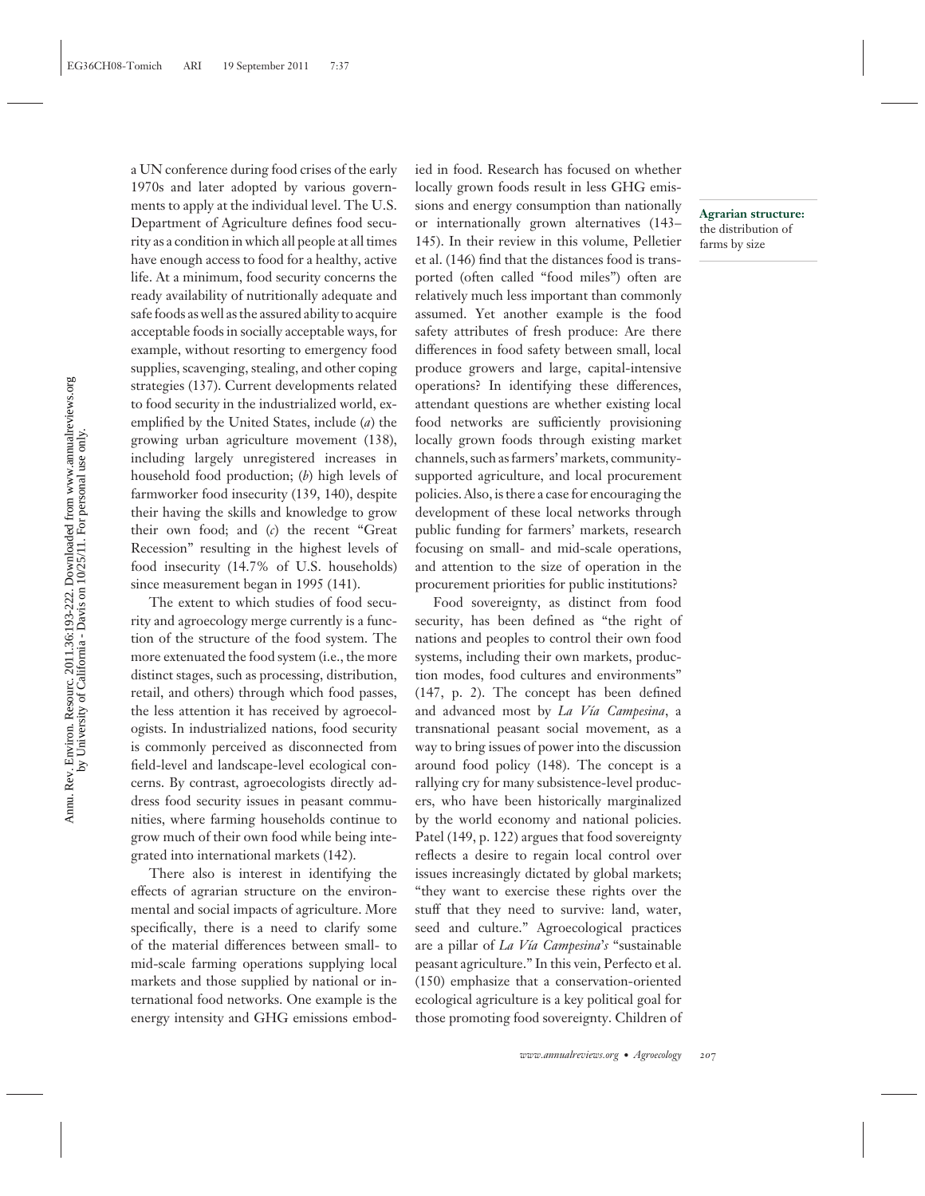a UN conference during food crises of the early 1970s and later adopted by various governments to apply at the individual level. The U.S. Department of Agriculture defines food security as a condition in which all people at all times have enough access to food for a healthy, active life. At a minimum, food security concerns the ready availability of nutritionally adequate and safe foods as well as the assured ability to acquire acceptable foods in socially acceptable ways, for example, without resorting to emergency food supplies, scavenging, stealing, and other coping strategies (137). Current developments related to food security in the industrialized world, exemplified by the United States, include (*a*) the growing urban agriculture movement (138), including largely unregistered increases in household food production; (*b*) high levels of farmworker food insecurity (139, 140), despite their having the skills and knowledge to grow their own food; and (*c*) the recent "Great Recession" resulting in the highest levels of food insecurity (14.7% of U.S. households) since measurement began in 1995 (141).

The extent to which studies of food security and agroecology merge currently is a function of the structure of the food system. The more extenuated the food system (i.e., the more distinct stages, such as processing, distribution, retail, and others) through which food passes, the less attention it has received by agroecologists. In industrialized nations, food security is commonly perceived as disconnected from field-level and landscape-level ecological concerns. By contrast, agroecologists directly address food security issues in peasant communities, where farming households continue to grow much of their own food while being integrated into international markets (142).

There also is interest in identifying the effects of agrarian structure on the environmental and social impacts of agriculture. More specifically, there is a need to clarify some of the material differences between small- to mid-scale farming operations supplying local markets and those supplied by national or international food networks. One example is the energy intensity and GHG emissions embodied in food. Research has focused on whether locally grown foods result in less GHG emissions and energy consumption than nationally or internationally grown alternatives (143–145). In their review in this volume, Pelletier et al. (146) find that the distances food is transported (often called "food miles") often are relatively much less important than commonly assumed. Yet another example is the food safety attributes of fresh produce: Are there differences in food safety between small, local produce growers and large, capital-intensive operations? In identifying these differences, attendant questions are whether existing local food networks are sufficiently provisioning locally grown foods through existing market channels, such as farmers' markets, community-supported agriculture, and local procurement policies. Also, is there a case for encouraging the development of these local networks through public funding for farmers' markets, research focusing on small- and mid-scale operations, and attention to the size of operation in the procurement priorities for public institutions?

**Agrarian structure:** the distribution of farms by size

Food sovereignty, as distinct from food security, has been defined as "the right of nations and peoples to control their own food systems, including their own markets, production modes, food cultures and environments" (147, p. 2). The concept has been defined and advanced most by *La Vía Campesina*, a transnational peasant social movement, as a way to bring issues of power into the discussion around food policy (148). The concept is a rallying cry for many subsistence-level producers, who have been historically marginalized by the world economy and national policies. Patel (149, p. 122) argues that food sovereignty reflects a desire to regain local control over issues increasingly dictated by global markets; "they want to exercise these rights over the stuff that they need to survive: land, water, seed and culture." Agroecological practices are a pillar of *La Vía Campesina's* "sustainable peasant agriculture." In this vein, Perfecto et al. (150) emphasize that a conservation-oriented ecological agriculture is a key political goal for those promoting food sovereignty. Children of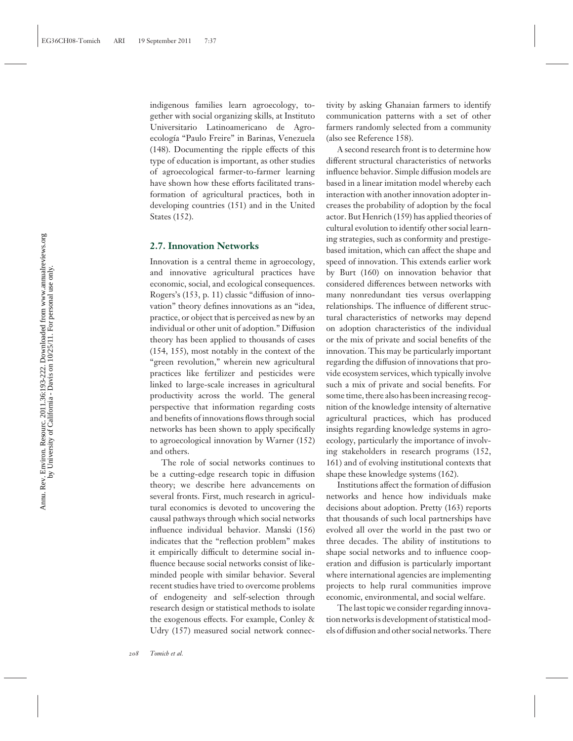indigenous families learn agroecology, together with social organizing skills, at Instituto Universitario Latinoamericano de Agroecología "Paulo Freire" in Barinas, Venezuela (148). Documenting the ripple effects of this type of education is important, as other studies of agroecological farmer-to-farmer learning have shown how these efforts facilitated transformation of agricultural practices, both in developing countries (151) and in the United States (152).

## 2.7. Innovation Networks

Innovation is a central theme in agroecology, and innovative agricultural practices have economic, social, and ecological consequences. Rogers's (153, p. 11) classic "diffusion of innovation" theory defines innovations as an "idea, practice, or object that is perceived as new by an individual or other unit of adoption." Diffusion theory has been applied to thousands of cases (154, 155), most notably in the context of the "green revolution," wherein new agricultural practices like fertilizer and pesticides were linked to large-scale increases in agricultural productivity across the world. The general perspective that information regarding costs and benefits of innovations flows through social networks has been shown to apply specifically to agroecological innovation by Warner (152) and others.

The role of social networks continues to be a cutting-edge research topic in diffusion theory; we describe here advancements on several fronts. First, much research in agricultural economics is devoted to uncovering the causal pathways through which social networks influence individual behavior. Manski (156) indicates that the "reflection problem" makes it empirically difficult to determine social influence because social networks consist of like-minded people with similar behavior. Several recent studies have tried to overcome problems of endogeneity and self-selection through research design or statistical methods to isolate the exogenous effects. For example, Conley & Udry (157) measured social network connectivity by asking Ghanaian farmers to identify communication patterns with a set of other farmers randomly selected from a community (also see Reference 158).

A second research front is to determine how different structural characteristics of networks influence behavior. Simple diffusion models are based in a linear imitation model whereby each interaction with another innovation adopter increases the probability of adoption by the focal actor. But Henrich (159) has applied theories of cultural evolution to identify other social learning strategies, such as conformity and prestige-based imitation, which can affect the shape and speed of innovation. This extends earlier work by Burt (160) on innovation behavior that considered differences between networks with many nonredundant ties versus overlapping relationships. The influence of different structural characteristics of networks may depend on adoption characteristics of the individual or the mix of private and social benefits of the innovation. This may be particularly important regarding the diffusion of innovations that provide ecosystem services, which typically involve such a mix of private and social benefits. For some time, there also has been increasing recognition of the knowledge intensity of alternative agricultural practices, which has produced insights regarding knowledge systems in agroecology, particularly the importance of involving stakeholders in research programs (152, 161) and of evolving institutional contexts that shape these knowledge systems (162).

Institutions affect the formation of diffusion networks and hence how individuals make decisions about adoption. Pretty (163) reports that thousands of such local partnerships have evolved all over the world in the past two or three decades. The ability of institutions to shape social networks and to influence cooperation and diffusion is particularly important where international agencies are implementing projects to help rural communities improve economic, environmental, and social welfare.

The last topic we consider regarding innovation networks is development of statistical models of diffusion and other social networks. There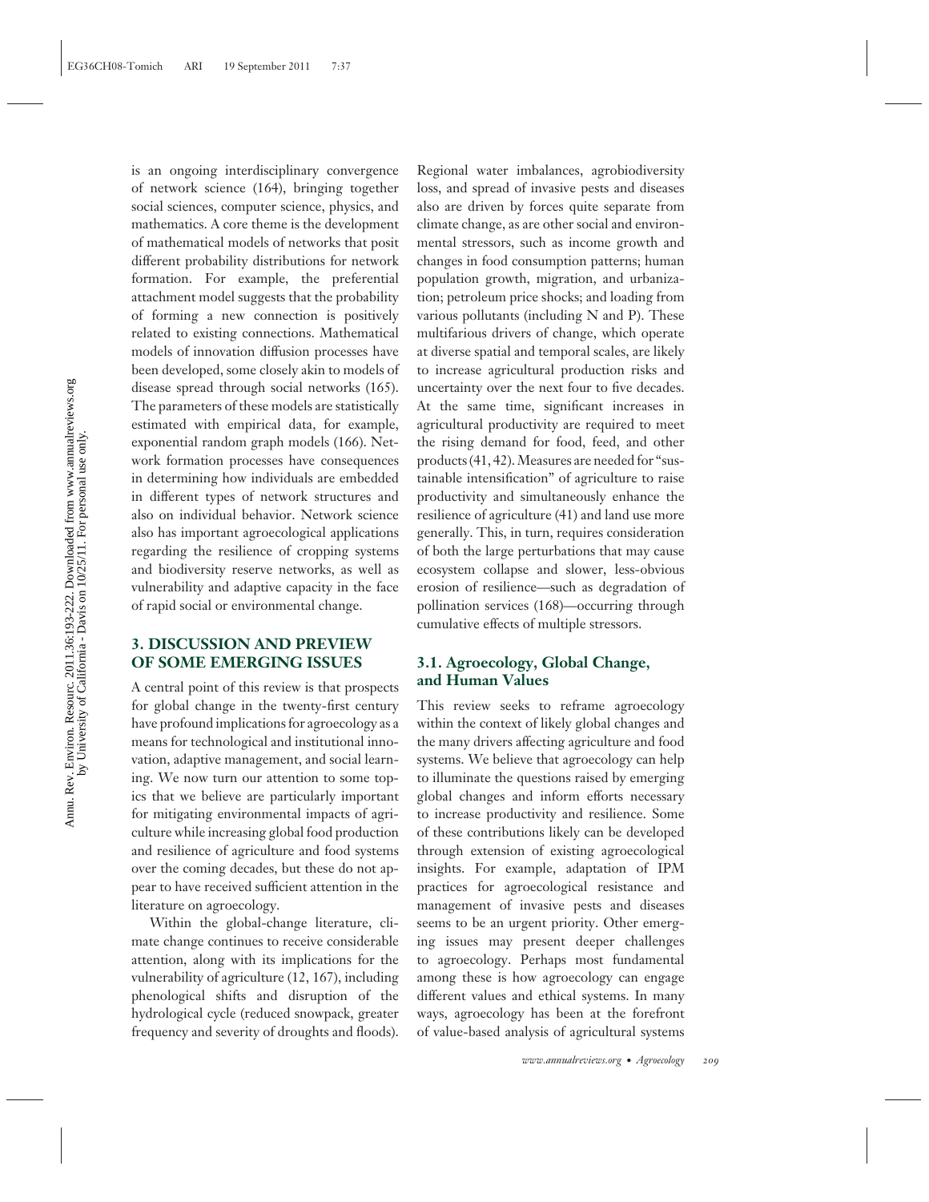is an ongoing interdisciplinary convergence of network science (164), bringing together social sciences, computer science, physics, and mathematics. A core theme is the development of mathematical models of networks that posit different probability distributions for network formation. For example, the preferential attachment model suggests that the probability of forming a new connection is positively related to existing connections. Mathematical models of innovation diffusion processes have been developed, some closely akin to models of disease spread through social networks (165). The parameters of these models are statistically estimated with empirical data, for example, exponential random graph models (166). Network formation processes have consequences in determining how individuals are embedded in different types of network structures and also on individual behavior. Network science also has important agroecological applications regarding the resilience of cropping systems and biodiversity reserve networks, as well as vulnerability and adaptive capacity in the face of rapid social or environmental change.

## 3. DISCUSSION AND PREVIEW OF SOME EMERGING ISSUES

A central point of this review is that prospects for global change in the twenty-first century have profound implications for agroecology as a means for technological and institutional innovation, adaptive management, and social learning. We now turn our attention to some topics that we believe are particularly important for mitigating environmental impacts of agriculture while increasing global food production and resilience of agriculture and food systems over the coming decades, but these do not appear to have received sufficient attention in the literature on agroecology.

Within the global-change literature, climate change continues to receive considerable attention, along with its implications for the vulnerability of agriculture (12, 167), including phenological shifts and disruption of the hydrological cycle (reduced snowpack, greater frequency and severity of droughts and floods). Regional water imbalances, agrobiodiversity loss, and spread of invasive pests and diseases also are driven by forces quite separate from climate change, as are other social and environmental stressors, such as income growth and changes in food consumption patterns; human population growth, migration, and urbanization; petroleum price shocks; and loading from various pollutants (including N and P). These multifarious drivers of change, which operate at diverse spatial and temporal scales, are likely to increase agricultural production risks and uncertainty over the next four to five decades. At the same time, significant increases in agricultural productivity are required to meet the rising demand for food, feed, and other products (41, 42). Measures are needed for "sustainable intensification" of agriculture to raise productivity and simultaneously enhance the resilience of agriculture (41) and land use more generally. This, in turn, requires consideration of both the large perturbations that may cause ecosystem collapse and slower, less-obvious erosion of resilience—such as degradation of pollination services (168)—occurring through cumulative effects of multiple stressors.

### 3.1. Agroecology, Global Change, and Human Values

This review seeks to reframe agroecology within the context of likely global changes and the many drivers affecting agriculture and food systems. We believe that agroecology can help to illuminate the questions raised by emerging global changes and inform efforts necessary to increase productivity and resilience. Some of these contributions likely can be developed through extension of existing agroecological insights. For example, adaptation of IPM practices for agroecological resistance and management of invasive pests and diseases seems to be an urgent priority. Other emerging issues may present deeper challenges to agroecology. Perhaps most fundamental among these is how agroecology can engage different values and ethical systems. In many ways, agroecology has been at the forefront of value-based analysis of agricultural systems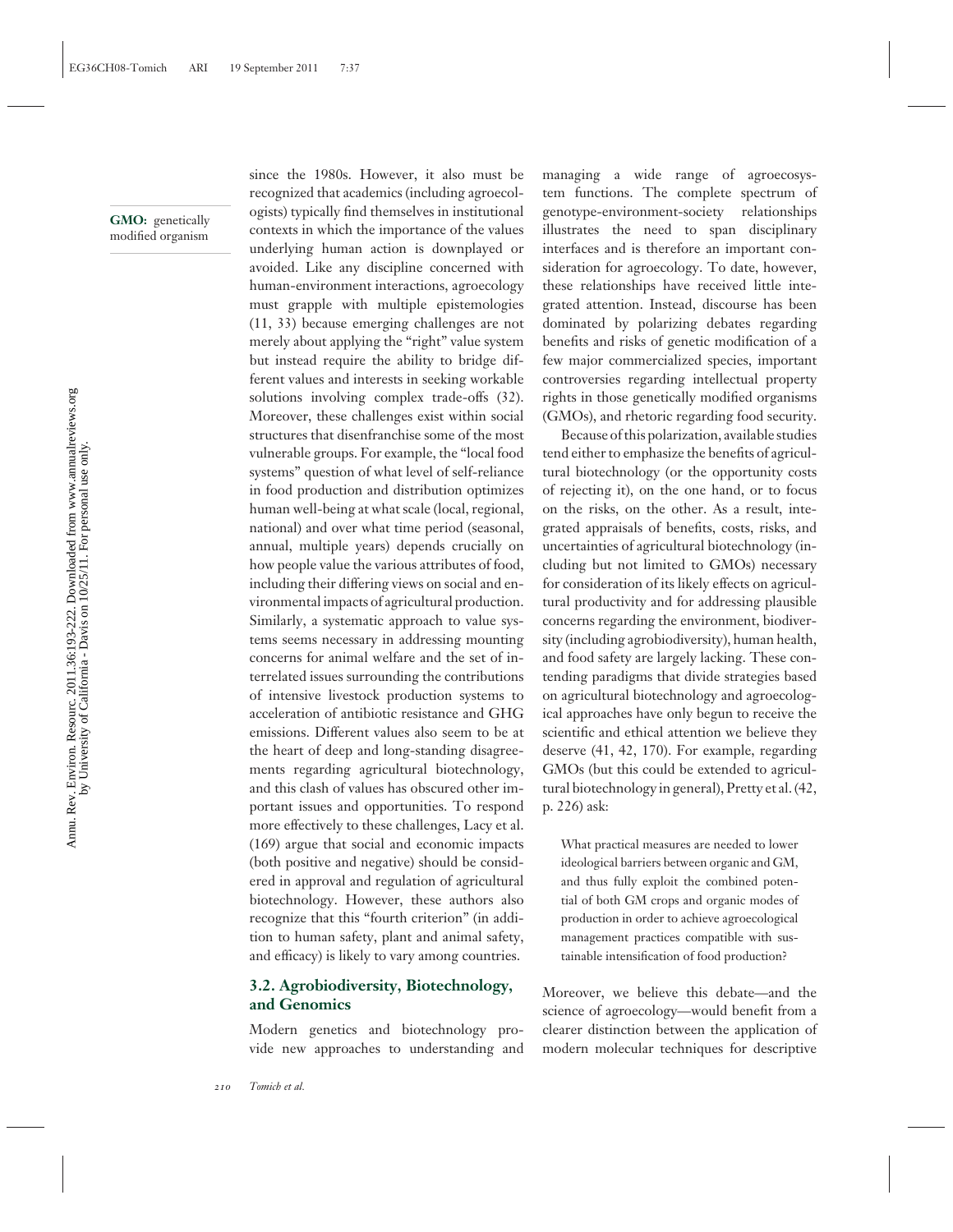since the 1980s. However, it also must be recognized that academics (including agroecologists) typically find themselves in institutional contexts in which the importance of the values underlying human action is downplayed or avoided. Like any discipline concerned with human-environment interactions, agroecology must grapple with multiple epistemologies (11, 33) because emerging challenges are not merely about applying the "right" value system but instead require the ability to bridge different values and interests in seeking workable solutions involving complex trade-offs (32). Moreover, these challenges exist within social structures that disenfranchise some of the most vulnerable groups. For example, the "local food systems" question of what level of self-reliance in food production and distribution optimizes human well-being at what scale (local, regional, national) and over what time period (seasonal, annual, multiple years) depends crucially on how people value the various attributes of food, including their differing views on social and environmental impacts of agricultural production. Similarly, a systematic approach to value systems seems necessary in addressing mounting concerns for animal welfare and the set of interrelated issues surrounding the contributions of intensive livestock production systems to acceleration of antibiotic resistance and GHG emissions. Different values also seem to be at the heart of deep and long-standing disagreements regarding agricultural biotechnology, and this clash of values has obscured other important issues and opportunities. To respond more effectively to these challenges, Lacy et al. (169) argue that social and economic impacts (both positive and negative) should be considered in approval and regulation of agricultural biotechnology. However, these authors also recognize that this "fourth criterion" (in addition to human safety, plant and animal safety, and efficacy) is likely to vary among countries.

**GMO:** genetically modified organism

### 3.2. Agrobiodiversity, Biotechnology, and Genomics

Modern genetics and biotechnology provide new approaches to understanding and managing a wide range of agroecosystem functions. The complete spectrum of genotype-environment-society relationships illustrates the need to span disciplinary interfaces and is therefore an important consideration for agroecology. To date, however, these relationships have received little integrated attention. Instead, discourse has been dominated by polarizing debates regarding benefits and risks of genetic modification of a few major commercialized species, important controversies regarding intellectual property rights in those genetically modified organisms (GMOs), and rhetoric regarding food security.

Because of this polarization, available studies tend either to emphasize the benefits of agricultural biotechnology (or the opportunity costs of rejecting it), on the one hand, or to focus on the risks, on the other. As a result, integrated appraisals of benefits, costs, risks, and uncertainties of agricultural biotechnology (including but not limited to GMOs) necessary for consideration of its likely effects on agricultural productivity and for addressing plausible concerns regarding the environment, biodiversity (including agrobiodiversity), human health, and food safety are largely lacking. These contending paradigms that divide strategies based on agricultural biotechnology and agroecological approaches have only begun to receive the scientific and ethical attention we believe they deserve (41, 42, 170). For example, regarding GMOs (but this could be extended to agricultural biotechnology in general), Pretty et al. (42, p. 226) ask:

> What practical measures are needed to lower ideological barriers between organic and GM, and thus fully exploit the combined potential of both GM crops and organic modes of production in order to achieve agroecological management practices compatible with sustainable intensification of food production?

Moreover, we believe this debate—and the science of agroecology—would benefit from a clearer distinction between the application of modern molecular techniques for descriptive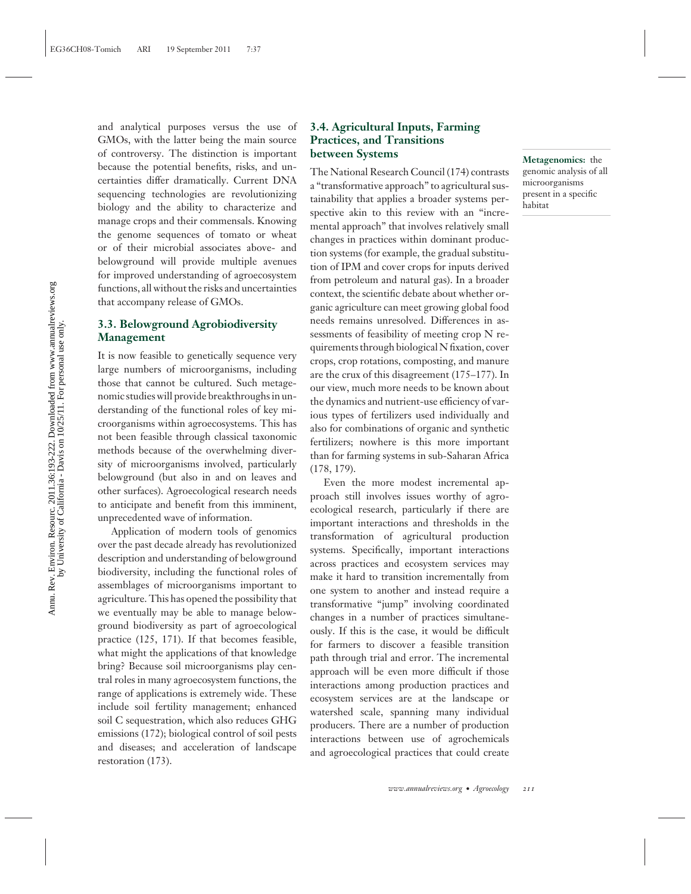and analytical purposes versus the use of GMOs, with the latter being the main source of controversy. The distinction is important because the potential benefits, risks, and uncertainties differ dramatically. Current DNA sequencing technologies are revolutionizing biology and the ability to characterize and manage crops and their commensals. Knowing the genome sequences of tomato or wheat or of their microbial associates above- and belowground will provide multiple avenues for improved understanding of agroecosystem functions, all without the risks and uncertainties that accompany release of GMOs.

### 3.3. Belowground Agrobiodiversity Management

It is now feasible to genetically sequence very large numbers of microorganisms, including those that cannot be cultured. Such metagenomic studies will provide breakthroughs in understanding of the functional roles of key microorganisms within agroecosystems. This has not been feasible through classical taxonomic methods because of the overwhelming diversity of microorganisms involved, particularly belowground (but also in and on leaves and other surfaces). Agroecological research needs to anticipate and benefit from this imminent, unprecedented wave of information.

Application of modern tools of genomics over the past decade already has revolutionized description and understanding of belowground biodiversity, including the functional roles of assemblages of microorganisms important to agriculture. This has opened the possibility that we eventually may be able to manage belowground biodiversity as part of agroecological practice (125, 171). If that becomes feasible, what might the applications of that knowledge bring? Because soil microorganisms play central roles in many agroecosystem functions, the range of applications is extremely wide. These include soil fertility management; enhanced soil C sequestration, which also reduces GHG emissions (172); biological control of soil pests and diseases; and acceleration of landscape restoration (173).

**Metagenomics:** the genomic analysis of all microorganisms present in a specific habitat

### 3.4. Agricultural Inputs, Farming Practices, and Transitions between Systems

The National Research Council (174) contrasts a "transformative approach" to agricultural sustainability that applies a broader systems perspective akin to this review with an "incremental approach" that involves relatively small changes in practices within dominant production systems (for example, the gradual substitution of IPM and cover crops for inputs derived from petroleum and natural gas). In a broader context, the scientific debate about whether organic agriculture can meet growing global food needs remains unresolved. Differences in assessments of feasibility of meeting crop N requirements through biological N fixation, cover crops, crop rotations, composting, and manure are the crux of this disagreement (175–177). In our view, much more needs to be known about the dynamics and nutrient-use efficiency of various types of fertilizers used individually and also for combinations of organic and synthetic fertilizers; nowhere is this more important than for farming systems in sub-Saharan Africa (178, 179).

Even the more modest incremental approach still involves issues worthy of agroecological research, particularly if there are important interactions and thresholds in the transformation of agricultural production systems. Specifically, important interactions across practices and ecosystem services may make it hard to transition incrementally from one system to another and instead require a transformative "jump" involving coordinated changes in a number of practices simultaneously. If this is the case, it would be difficult for farmers to discover a feasible transition path through trial and error. The incremental approach will be even more difficult if those interactions among production practices and ecosystem services are at the landscape or watershed scale, spanning many individual producers. There are a number of production interactions between use of agrochemicals and agroecological practices that could create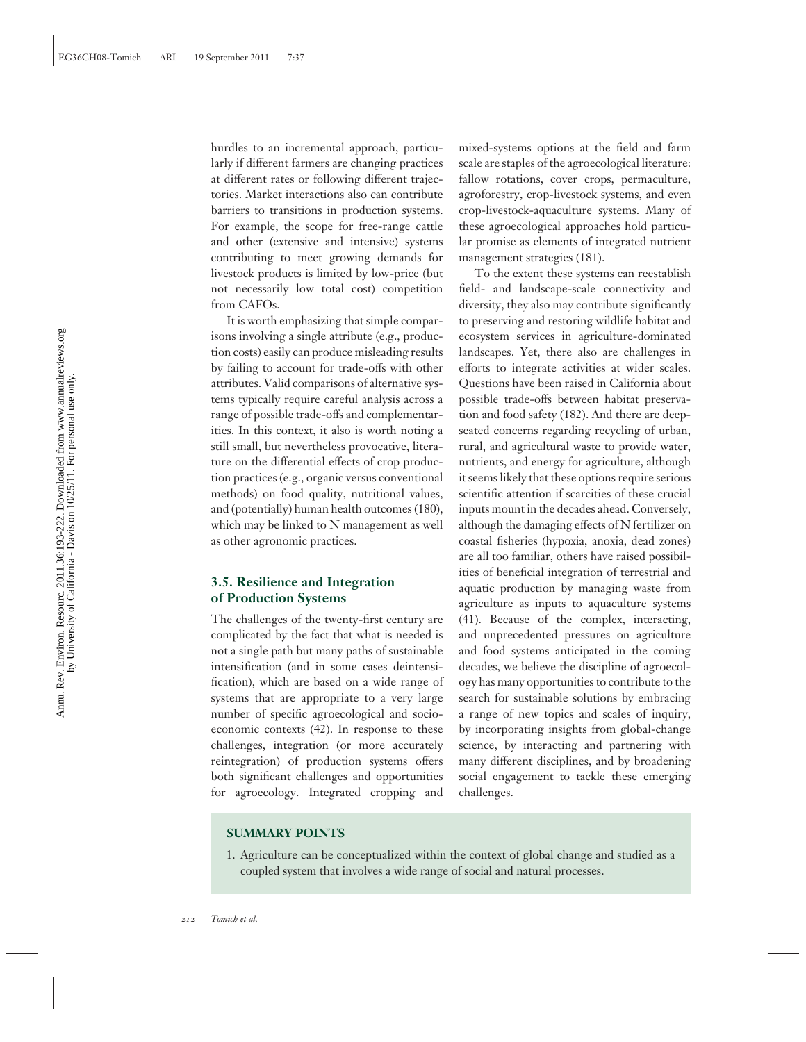hurdles to an incremental approach, particularly if different farmers are changing practices at different rates or following different trajectories. Market interactions also can contribute barriers to transitions in production systems. For example, the scope for free-range cattle and other (extensive and intensive) systems contributing to meet growing demands for livestock products is limited by low-price (but not necessarily low total cost) competition from CAFOs.

It is worth emphasizing that simple comparisons involving a single attribute (e.g., production costs) easily can produce misleading results by failing to account for trade-offs with other attributes. Valid comparisons of alternative systems typically require careful analysis across a range of possible trade-offs and complementarities. In this context, it also is worth noting a still small, but nevertheless provocative, literature on the differential effects of crop production practices (e.g., organic versus conventional methods) on food quality, nutritional values, and (potentially) human health outcomes (180), which may be linked to N management as well as other agronomic practices.

### 3.5. Resilience and Integration of Production Systems

The challenges of the twenty-first century are complicated by the fact that what is needed is not a single path but many paths of sustainable intensification (and in some cases deintensification), which are based on a wide range of systems that are appropriate to a very large number of specific agroecological and socioeconomic contexts (42). In response to these challenges, integration (or more accurately reintegration) of production systems offers both significant challenges and opportunities for agroecology. Integrated cropping and mixed-systems options at the field and farm scale are staples of the agroecological literature: fallow rotations, cover crops, permaculture, agroforestry, crop-livestock systems, and even crop-livestock-aquaculture systems. Many of these agroecological approaches hold particular promise as elements of integrated nutrient management strategies (181).

To the extent these systems can reestablish field- and landscape-scale connectivity and diversity, they also may contribute significantly to preserving and restoring wildlife habitat and ecosystem services in agriculture-dominated landscapes. Yet, there also are challenges in efforts to integrate activities at wider scales. Questions have been raised in California about possible trade-offs between habitat preservation and food safety (182). And there are deep-seated concerns regarding recycling of urban, rural, and agricultural waste to provide water, nutrients, and energy for agriculture, although it seems likely that these options require serious scientific attention if scarcities of these crucial inputs mount in the decades ahead. Conversely, although the damaging effects of N fertilizer on coastal fisheries (hypoxia, anoxia, dead zones) are all too familiar, others have raised possibilities of beneficial integration of terrestrial and aquatic production by managing waste from agriculture as inputs to aquaculture systems (41). Because of the complex, interacting, and unprecedented pressures on agriculture and food systems anticipated in the coming decades, we believe the discipline of agroecology has many opportunities to contribute to the search for sustainable solutions by embracing a range of new topics and scales of inquiry, by incorporating insights from global-change science, by interacting and partnering with many different disciplines, and by broadening social engagement to tackle these emerging challenges.

**SUMMARY POINTS**

1. Agriculture can be conceptualized within the context of global change and studied as a coupled system that involves a wide range of social and natural processes.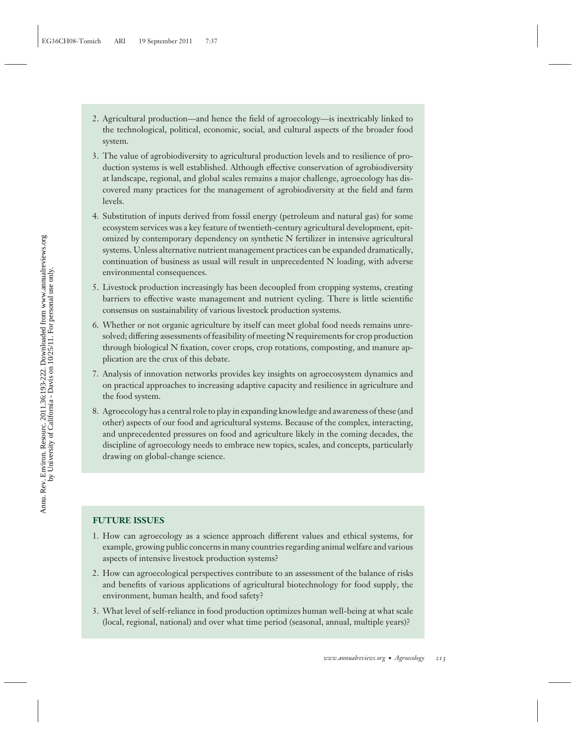2. Agricultural production—and hence the field of agroecology—is inextricably linked to the technological, political, economic, social, and cultural aspects of the broader food system.
3. The value of agrobiodiversity to agricultural production levels and to resilience of production systems is well established. Although effective conservation of agrobiodiversity at landscape, regional, and global scales remains a major challenge, agroecology has discovered many practices for the management of agrobiodiversity at the field and farm levels.
4. Substitution of inputs derived from fossil energy (petroleum and natural gas) for some ecosystem services was a key feature of twentieth-century agricultural development, epitomized by contemporary dependency on synthetic N fertilizer in intensive agricultural systems. Unless alternative nutrient management practices can be expanded dramatically, continuation of business as usual will result in unprecedented N loading, with adverse environmental consequences.
5. Livestock production increasingly has been decoupled from cropping systems, creating barriers to effective waste management and nutrient cycling. There is little scientific consensus on sustainability of various livestock production systems.
6. Whether or not organic agriculture by itself can meet global food needs remains unresolved; differing assessments of feasibility of meeting N requirements for crop production through biological N fixation, cover crops, crop rotations, composting, and manure application are the crux of this debate.
7. Analysis of innovation networks provides key insights on agroecosystem dynamics and on practical approaches to increasing adaptive capacity and resilience in agriculture and the food system.
8. Agroecology has a central role to play in expanding knowledge and awareness of these (and other) aspects of our food and agricultural systems. Because of the complex, interacting, and unprecedented pressures on food and agriculture likely in the coming decades, the discipline of agroecology needs to embrace new topics, scales, and concepts, particularly drawing on global-change science.

## FUTURE ISSUES

1. How can agroecology as a science approach different values and ethical systems, for example, growing public concerns in many countries regarding animal welfare and various aspects of intensive livestock production systems?
2. How can agroecological perspectives contribute to an assessment of the balance of risks and benefits of various applications of agricultural biotechnology for food supply, the environment, human health, and food safety?
3. What level of self-reliance in food production optimizes human well-being at what scale (local, regional, national) and over what time period (seasonal, annual, multiple years)?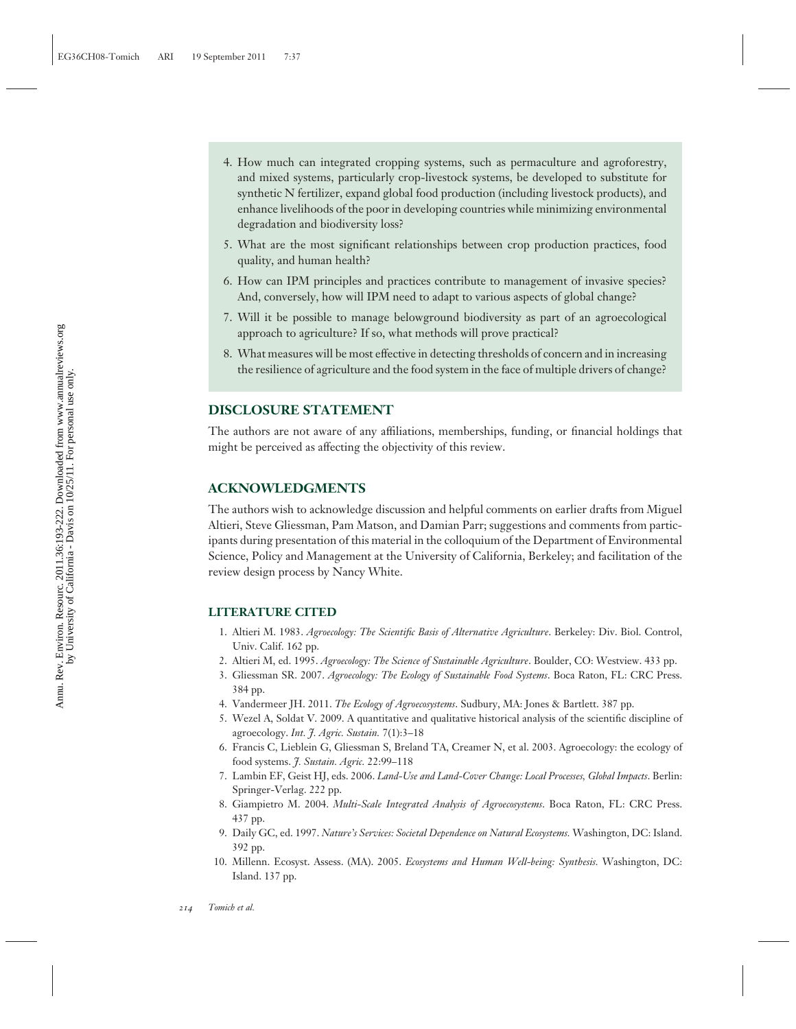4. How much can integrated cropping systems, such as permaculture and agroforestry, and mixed systems, particularly crop-livestock systems, be developed to substitute for synthetic N fertilizer, expand global food production (including livestock products), and enhance livelihoods of the poor in developing countries while minimizing environmental degradation and biodiversity loss?
5. What are the most significant relationships between crop production practices, food quality, and human health?
6. How can IPM principles and practices contribute to management of invasive species? And, conversely, how will IPM need to adapt to various aspects of global change?
7. Will it be possible to manage belowground biodiversity as part of an agroecological approach to agriculture? If so, what methods will prove practical?
8. What measures will be most effective in detecting thresholds of concern and in increasing the resilience of agriculture and the food system in the face of multiple drivers of change?

## DISCLOSURE STATEMENT

The authors are not aware of any affiliations, memberships, funding, or financial holdings that might be perceived as affecting the objectivity of this review.

## ACKNOWLEDGMENTS

The authors wish to acknowledge discussion and helpful comments on earlier drafts from Miguel Altieri, Steve Gliessman, Pam Matson, and Damian Parr; suggestions and comments from participants during presentation of this material in the colloquium of the Department of Environmental Science, Policy and Management at the University of California, Berkeley; and facilitation of the review design process by Nancy White.

### LITERATURE CITED

1. Altieri M. 1983. *Agroecology: The Scientific Basis of Alternative Agriculture*. Berkeley: Div. Biol. Control, Univ. Calif. 162 pp.
2. Altieri M, ed. 1995. *Agroecology: The Science of Sustainable Agriculture*. Boulder, CO: Westview. 433 pp.
3. Gliessman SR. 2007. *Agroecology: The Ecology of Sustainable Food Systems*. Boca Raton, FL: CRC Press. 384 pp.
4. Vandermeer JH. 2011. *The Ecology of Agroecosystems*. Sudbury, MA: Jones & Bartlett. 387 pp.
5. Wezel A, Soldat V. 2009. A quantitative and qualitative historical analysis of the scientific discipline of agroecology. *Int. J. Agric. Sustain.* 7(1):3–18
6. Francis C, Lieblein G, Gliessman S, Breland TA, Creamer N, et al. 2003. Agroecology: the ecology of food systems. *J. Sustain. Agric.* 22:99–118
7. Lambin EF, Geist HJ, eds. 2006. *Land-Use and Land-Cover Change: Local Processes, Global Impacts*. Berlin: Springer-Verlag. 222 pp.
8. Giampietro M. 2004. *Multi-Scale Integrated Analysis of Agroecosystems*. Boca Raton, FL: CRC Press. 437 pp.
9. Daily GC, ed. 1997. *Nature's Services: Societal Dependence on Natural Ecosystems*. Washington, DC: Island. 392 pp.
10. Millenn. Ecosyst. Assess. (MA). 2005. *Ecosystems and Human Well-being: Synthesis*. Washington, DC: Island. 137 pp.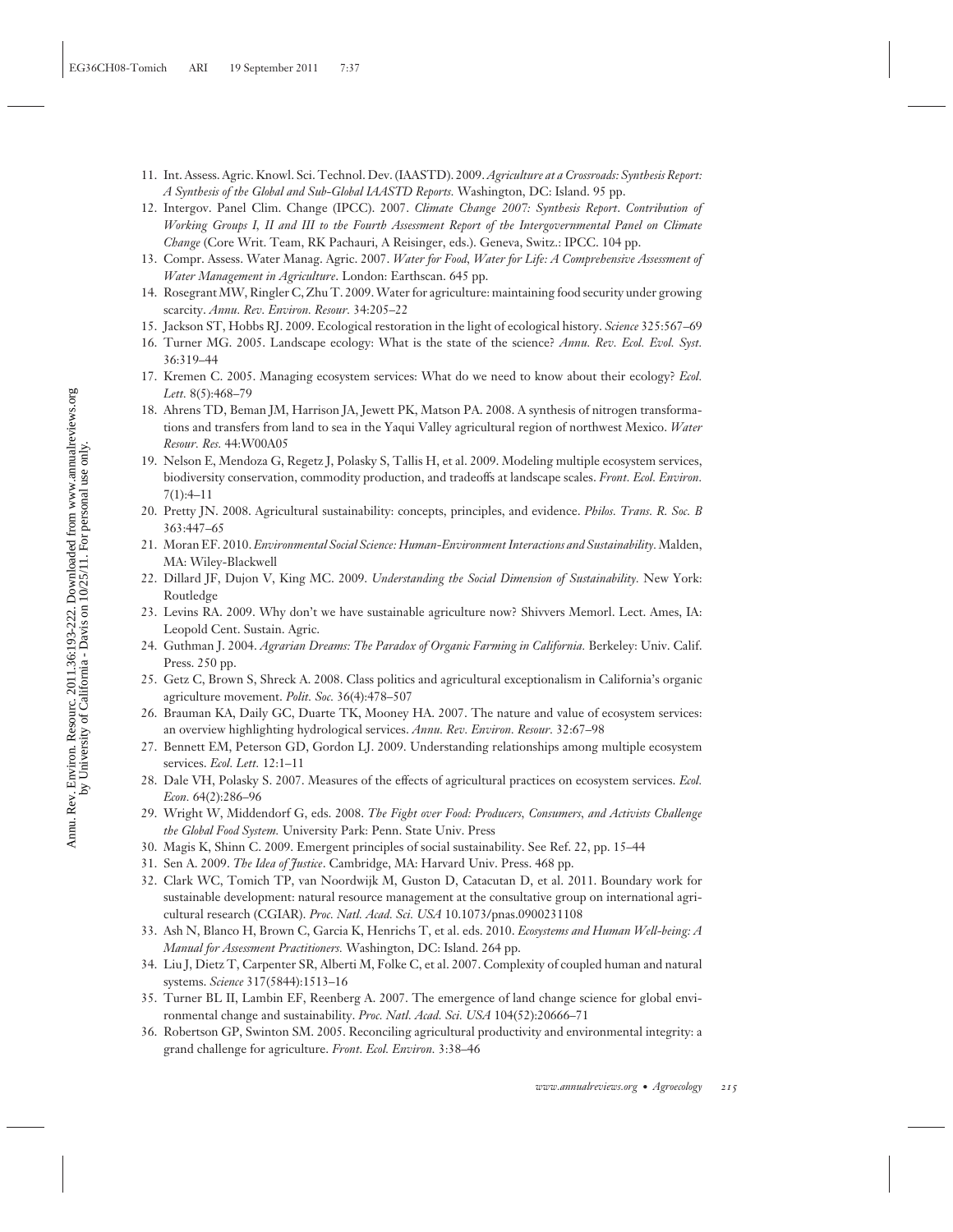11. Int. Assess. Agric. Knowl. Sci. Technol. Dev. (IAASTD). 2009. *Agriculture at a Crossroads: Synthesis Report: A Synthesis of the Global and Sub-Global IAASTD Reports.* Washington, DC: Island. 95 pp.
12. Intergov. Panel Clim. Change (IPCC). 2007. *Climate Change 2007: Synthesis Report. Contribution of Working Groups I, II and III to the Fourth Assessment Report of the Intergovernmental Panel on Climate Change* (Core Writ. Team, RK Pachauri, A Reisinger, eds.). Geneva, Switz.: IPCC. 104 pp.
13. Compr. Assess. Water Manag. Agric. 2007. *Water for Food, Water for Life: A Comprehensive Assessment of Water Management in Agriculture*. London: Earthscan. 645 pp.
14. Rosegrant MW, Ringler C, Zhu T. 2009. Water for agriculture: maintaining food security under growing scarcity. *Annu. Rev. Environ. Resour.* 34:205–22
15. Jackson ST, Hobbs RJ. 2009. Ecological restoration in the light of ecological history. *Science* 325:567–69
16. Turner MG. 2005. Landscape ecology: What is the state of the science? *Annu. Rev. Ecol. Evol. Syst.* 36:319–44
17. Kremen C. 2005. Managing ecosystem services: What do we need to know about their ecology? *Ecol. Lett.* 8(5):468–79
18. Ahrens TD, Beman JM, Harrison JA, Jewett PK, Matson PA. 2008. A synthesis of nitrogen transformations and transfers from land to sea in the Yaqui Valley agricultural region of northwest Mexico. *Water Resour. Res.* 44:W00A05
19. Nelson E, Mendoza G, Regetz J, Polasky S, Tallis H, et al. 2009. Modeling multiple ecosystem services, biodiversity conservation, commodity production, and tradeoffs at landscape scales. *Front. Ecol. Environ.* 7(1):4–11
20. Pretty JN. 2008. Agricultural sustainability: concepts, principles, and evidence. *Philos. Trans. R. Soc. B* 363:447–65
21. Moran EF. 2010. *Environmental Social Science: Human-Environment Interactions and Sustainability*. Malden, MA: Wiley-Blackwell
22. Dillard JF, Dujon V, King MC. 2009. *Understanding the Social Dimension of Sustainability.* New York: Routledge
23. Levins RA. 2009. Why don't we have sustainable agriculture now? Shivvers Memorl. Lect. Ames, IA: Leopold Cent. Sustain. Agric.
24. Guthman J. 2004. *Agrarian Dreams: The Paradox of Organic Farming in California.* Berkeley: Univ. Calif. Press. 250 pp.
25. Getz C, Brown S, Shreck A. 2008. Class politics and agricultural exceptionalism in California's organic agriculture movement. *Polit. Soc.* 36(4):478–507
26. Brauman KA, Daily GC, Duarte TK, Mooney HA. 2007. The nature and value of ecosystem services: an overview highlighting hydrological services. *Annu. Rev. Environ. Resour.* 32:67–98
27. Bennett EM, Peterson GD, Gordon LJ. 2009. Understanding relationships among multiple ecosystem services. *Ecol. Lett.* 12:1–11
28. Dale VH, Polasky S. 2007. Measures of the effects of agricultural practices on ecosystem services. *Ecol. Econ.* 64(2):286–96
29. Wright W, Middendorf G, eds. 2008. *The Fight over Food: Producers, Consumers, and Activists Challenge the Global Food System.* University Park: Penn. State Univ. Press
30. Magis K, Shinn C. 2009. Emergent principles of social sustainability. See Ref. 22, pp. 15–44
31. Sen A. 2009. *The Idea of Justice*. Cambridge, MA: Harvard Univ. Press. 468 pp.
32. Clark WC, Tomich TP, van Noordwijk M, Guston D, Catacutan D, et al. 2011. Boundary work for sustainable development: natural resource management at the consultative group on international agricultural research (CGIAR). *Proc. Natl. Acad. Sci. USA* 10.1073/pnas.0900231108
33. Ash N, Blanco H, Brown C, Garcia K, Henrichs T, et al. eds. 2010. *Ecosystems and Human Well-being: A Manual for Assessment Practitioners.* Washington, DC: Island. 264 pp.
34. Liu J, Dietz T, Carpenter SR, Alberti M, Folke C, et al. 2007. Complexity of coupled human and natural systems. *Science* 317(5844):1513–16
35. Turner BL II, Lambin EF, Reenberg A. 2007. The emergence of land change science for global environmental change and sustainability. *Proc. Natl. Acad. Sci. USA* 104(52):20666–71
36. Robertson GP, Swinton SM. 2005. Reconciling agricultural productivity and environmental integrity: a grand challenge for agriculture. *Front. Ecol. Environ.* 3:38–46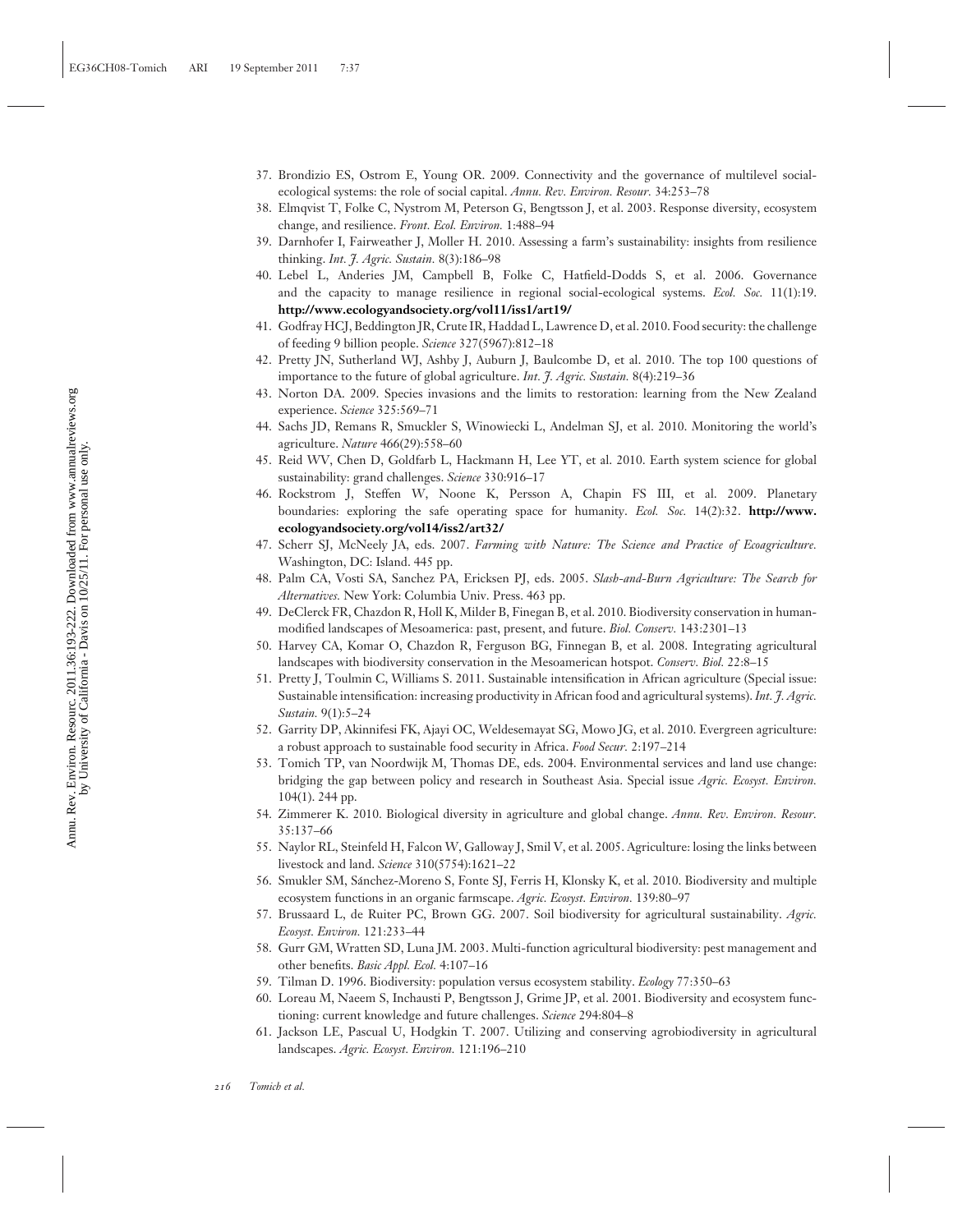37. Brondizio ES, Ostrom E, Young OR. 2009. Connectivity and the governance of multilevel social-ecological systems: the role of social capital. *Annu. Rev. Environ. Resour.* 34:253–78
38. Elmqvist T, Folke C, Nystrom M, Peterson G, Bengtsson J, et al. 2003. Response diversity, ecosystem change, and resilience. *Front. Ecol. Environ.* 1:488–94
39. Darnhofer I, Fairweather J, Moller H. 2010. Assessing a farm's sustainability: insights from resilience thinking. *Int. J. Agric. Sustain.* 8(3):186–98
40. Lebel L, Anderies JM, Campbell B, Folke C, Hatfield-Dodds S, et al. 2006. Governance and the capacity to manage resilience in regional social-ecological systems. *Ecol. Soc.* 11(1):19. **http://www.ecologyandsociety.org/vol11/iss1/art19/**
41. Godfray HCJ, Beddington JR, Crute IR, Haddad L, Lawrence D, et al. 2010. Food security: the challenge of feeding 9 billion people. *Science* 327(5967):812–18
42. Pretty JN, Sutherland WJ, Ashby J, Auburn J, Baulcombe D, et al. 2010. The top 100 questions of importance to the future of global agriculture. *Int. J. Agric. Sustain.* 8(4):219–36
43. Norton DA. 2009. Species invasions and the limits to restoration: learning from the New Zealand experience. *Science* 325:569–71
44. Sachs JD, Remans R, Smuckler S, Winowiecki L, Andelman SJ, et al. 2010. Monitoring the world's agriculture. *Nature* 466(29):558–60
45. Reid WV, Chen D, Goldfarb L, Hackmann H, Lee YT, et al. 2010. Earth system science for global sustainability: grand challenges. *Science* 330:916–17
46. Rockstrom J, Steffen W, Noone K, Persson A, Chapin FS III, et al. 2009. Planetary boundaries: exploring the safe operating space for humanity. *Ecol. Soc.* 14(2):32. **http://www.ecologyandsociety.org/vol14/iss2/art32/**
47. Scherr SJ, McNeely JA, eds. 2007. *Farming with Nature: The Science and Practice of Ecoagriculture.* Washington, DC: Island. 445 pp.
48. Palm CA, Vosti SA, Sanchez PA, Ericksen PJ, eds. 2005. *Slash-and-Burn Agriculture: The Search for Alternatives.* New York: Columbia Univ. Press. 463 pp.
49. DeClerck FR, Chazdon R, Holl K, Milder B, Finegan B, et al. 2010. Biodiversity conservation in human-modified landscapes of Mesoamerica: past, present, and future. *Biol. Conserv.* 143:2301–13
50. Harvey CA, Komar O, Chazdon R, Ferguson BG, Finnegan B, et al. 2008. Integrating agricultural landscapes with biodiversity conservation in the Mesoamerican hotspot. *Conserv. Biol.* 22:8–15
51. Pretty J, Toulmin C, Williams S. 2011. Sustainable intensification in African agriculture (Special issue: Sustainable intensification: increasing productivity in African food and agricultural systems). *Int. J. Agric. Sustain.* 9(1):5–24
52. Garrity DP, Akinnifesi FK, Ajayi OC, Weldesemayat SG, Mowo JG, et al. 2010. Evergreen agriculture: a robust approach to sustainable food security in Africa. *Food Secur.* 2:197–214
53. Tomich TP, van Noordwijk M, Thomas DE, eds. 2004. Environmental services and land use change: bridging the gap between policy and research in Southeast Asia. Special issue *Agric. Ecosyst. Environ.* 104(1). 244 pp.
54. Zimmerer K. 2010. Biological diversity in agriculture and global change. *Annu. Rev. Environ. Resour.* 35:137–66
55. Naylor RL, Steinfeld H, Falcon W, Galloway J, Smil V, et al. 2005. Agriculture: losing the links between livestock and land. *Science* 310(5754):1621–22
56. Smukler SM, Sánchez-Moreno S, Fonte SJ, Ferris H, Klonsky K, et al. 2010. Biodiversity and multiple ecosystem functions in an organic farmscape. *Agric. Ecosyst. Environ.* 139:80–97
57. Brussaard L, de Ruiter PC, Brown GG. 2007. Soil biodiversity for agricultural sustainability. *Agric. Ecosyst. Environ.* 121:233–44
58. Gurr GM, Wratten SD, Luna JM. 2003. Multi-function agricultural biodiversity: pest management and other benefits. *Basic Appl. Ecol.* 4:107–16
59. Tilman D. 1996. Biodiversity: population versus ecosystem stability. *Ecology* 77:350–63
60. Loreau M, Naeem S, Inchausti P, Bengtsson J, Grime JP, et al. 2001. Biodiversity and ecosystem functioning: current knowledge and future challenges. *Science* 294:804–8
61. Jackson LE, Pascual U, Hodgkin T. 2007. Utilizing and conserving agrobiodiversity in agricultural landscapes. *Agric. Ecosyst. Environ.* 121:196–210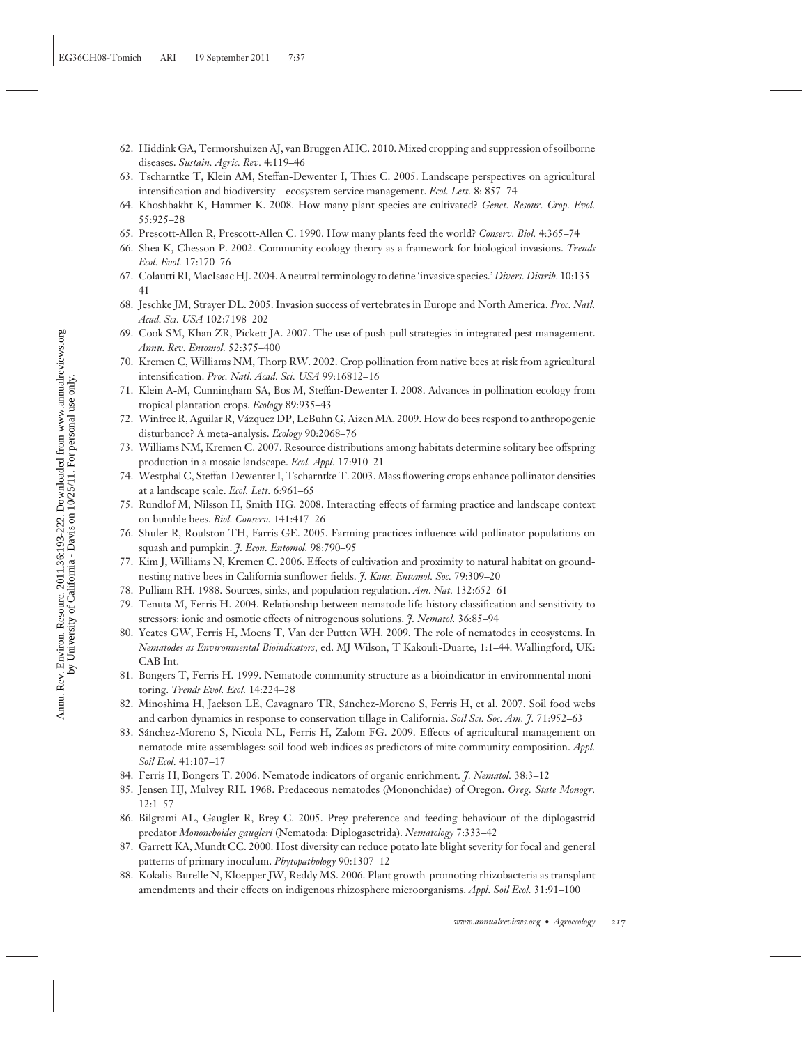62. Hiddink GA, Termorshuizen AJ, van Bruggen AHC. 2010. Mixed cropping and suppression of soilborne diseases. *Sustain. Agric. Rev.* 4:119–46
63. Tscharntke T, Klein AM, Steffan-Dewenter I, Thies C. 2005. Landscape perspectives on agricultural intensification and biodiversity—ecosystem service management. *Ecol. Lett.* 8: 857–74
64. Khoshbakht K, Hammer K. 2008. How many plant species are cultivated? *Genet. Resour. Crop. Evol.* 55:925–28
65. Prescott-Allen R, Prescott-Allen C. 1990. How many plants feed the world? *Conserv. Biol.* 4:365–74
66. Shea K, Chesson P. 2002. Community ecology theory as a framework for biological invasions. *Trends Ecol. Evol.* 17:170–76
67. Colautti RI, MacIsaac HJ. 2004. A neutral terminology to define 'invasive species.' *Divers. Distrib.* 10:135–41
68. Jeschke JM, Strayer DL. 2005. Invasion success of vertebrates in Europe and North America. *Proc. Natl. Acad. Sci. USA* 102:7198–202
69. Cook SM, Khan ZR, Pickett JA. 2007. The use of push-pull strategies in integrated pest management. *Annu. Rev. Entomol.* 52:375–400
70. Kremen C, Williams NM, Thorp RW. 2002. Crop pollination from native bees at risk from agricultural intensification. *Proc. Natl. Acad. Sci. USA* 99:16812–16
71. Klein A-M, Cunningham SA, Bos M, Steffan-Dewenter I. 2008. Advances in pollination ecology from tropical plantation crops. *Ecology* 89:935–43
72. Winfree R, Aguilar R, Vázquez DP, LeBuhn G, Aizen MA. 2009. How do bees respond to anthropogenic disturbance? A meta-analysis. *Ecology* 90:2068–76
73. Williams NM, Kremen C. 2007. Resource distributions among habitats determine solitary bee offspring production in a mosaic landscape. *Ecol. Appl.* 17:910–21
74. Westphal C, Steffan-Dewenter I, Tscharntke T. 2003. Mass flowering crops enhance pollinator densities at a landscape scale. *Ecol. Lett.* 6:961–65
75. Rundlof M, Nilsson H, Smith HG. 2008. Interacting effects of farming practice and landscape context on bumble bees. *Biol. Conserv.* 141:417–26
76. Shuler R, Roulston TH, Farris GE. 2005. Farming practices influence wild pollinator populations on squash and pumpkin. *J. Econ. Entomol.* 98:790–95
77. Kim J, Williams N, Kremen C. 2006. Effects of cultivation and proximity to natural habitat on ground-nesting native bees in California sunflower fields. *J. Kans. Entomol. Soc.* 79:309–20
78. Pulliam RH. 1988. Sources, sinks, and population regulation. *Am. Nat.* 132:652–61
79. Tenuta M, Ferris H. 2004. Relationship between nematode life-history classification and sensitivity to stressors: ionic and osmotic effects of nitrogenous solutions. *J. Nematol.* 36:85–94
80. Yeates GW, Ferris H, Moens T, Van der Putten WH. 2009. The role of nematodes in ecosystems. In *Nematodes as Environmental Bioindicators*, ed. MJ Wilson, T Kakouli-Duarte, 1:1–44. Wallingford, UK: CAB Int.
81. Bongers T, Ferris H. 1999. Nematode community structure as a bioindicator in environmental monitoring. *Trends Evol. Ecol.* 14:224–28
82. Minoshima H, Jackson LE, Cavagnaro TR, Sánchez-Moreno S, Ferris H, et al. 2007. Soil food webs and carbon dynamics in response to conservation tillage in California. *Soil Sci. Soc. Am. J.* 71:952–63
83. Sánchez-Moreno S, Nicola NL, Ferris H, Zalom FG. 2009. Effects of agricultural management on nematode-mite assemblages: soil food web indices as predictors of mite community composition. *Appl. Soil Ecol.* 41:107–17
84. Ferris H, Bongers T. 2006. Nematode indicators of organic enrichment. *J. Nematol.* 38:3–12
85. Jensen HJ, Mulvey RH. 1968. Predaceous nematodes (Mononchidae) of Oregon. *Oreg. State Monogr.* 12:1–57
86. Bilgrami AL, Gaugler R, Brey C. 2005. Prey preference and feeding behaviour of the diplogastrid predator *Mononchoides gaugleri* (Nematoda: Diplogasetrida). *Nematology* 7:333–42
87. Garrett KA, Mundt CC. 2000. Host diversity can reduce potato late blight severity for focal and general patterns of primary inoculum. *Phytopathology* 90:1307–12
88. Kokalis-Burelle N, Kloepper JW, Reddy MS. 2006. Plant growth-promoting rhizobacteria as transplant amendments and their effects on indigenous rhizosphere microorganisms. *Appl. Soil Ecol.* 31:91–100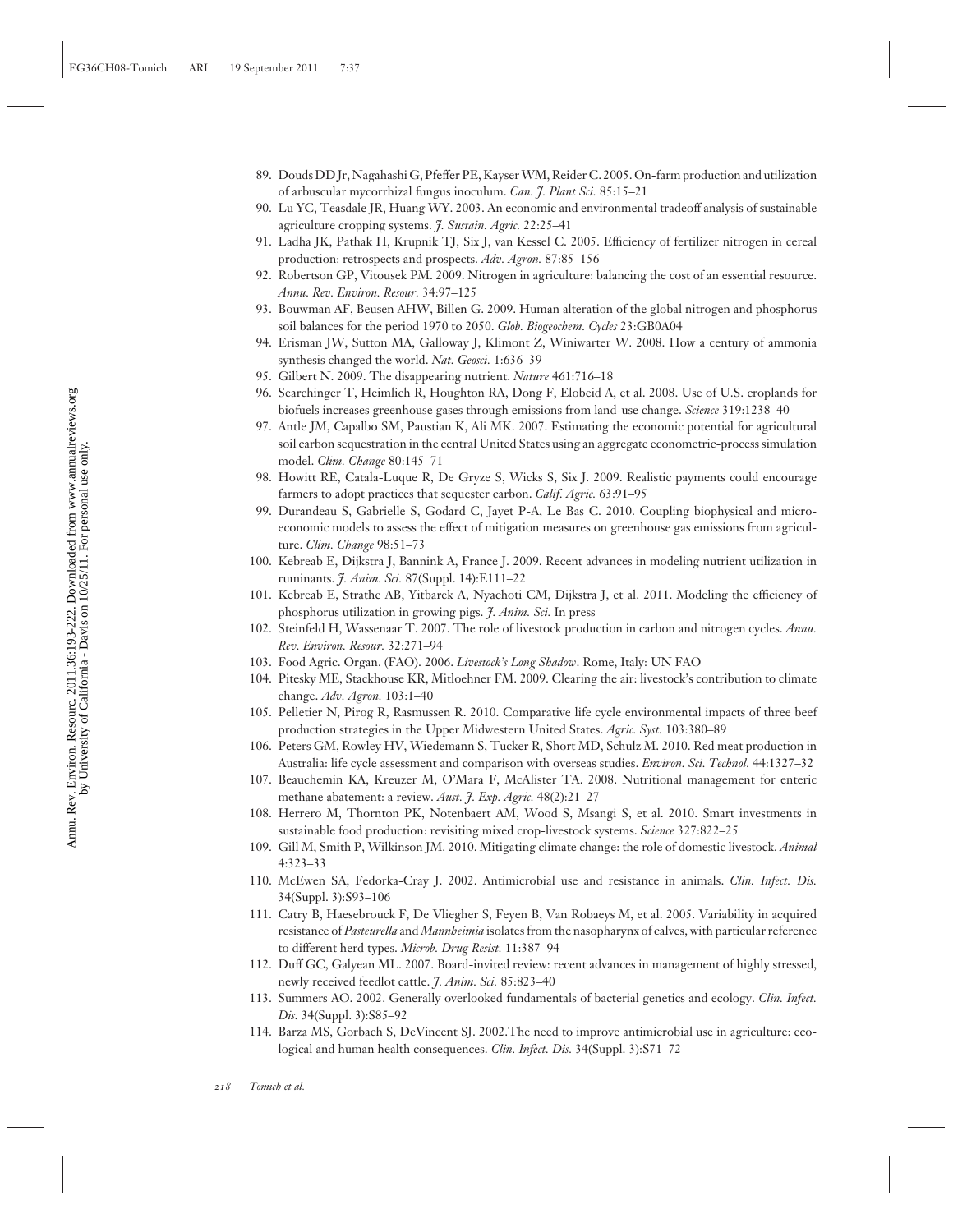89. Douds DD Jr, Nagahashi G, Pfeffer PE, Kayser WM, Reider C. 2005. On-farm production and utilization of arbuscular mycorrhizal fungus inoculum. *Can. J. Plant Sci.* 85:15–21
90. Lu YC, Teasdale JR, Huang WY. 2003. An economic and environmental tradeoff analysis of sustainable agriculture cropping systems. *J. Sustain. Agric.* 22:25–41
91. Ladha JK, Pathak H, Krupnik TJ, Six J, van Kessel C. 2005. Efficiency of fertilizer nitrogen in cereal production: retrospects and prospects. *Adv. Agron.* 87:85–156
92. Robertson GP, Vitousek PM. 2009. Nitrogen in agriculture: balancing the cost of an essential resource. *Annu. Rev. Environ. Resour.* 34:97–125
93. Bouwman AF, Beusen AHW, Billen G. 2009. Human alteration of the global nitrogen and phosphorus soil balances for the period 1970 to 2050. *Glob. Biogeochem. Cycles* 23:GB0A04
94. Erisman JW, Sutton MA, Galloway J, Klimont Z, Winiwarter W. 2008. How a century of ammonia synthesis changed the world. *Nat. Geosci.* 1:636–39
95. Gilbert N. 2009. The disappearing nutrient. *Nature* 461:716–18
96. Searchinger T, Heimlich R, Houghton RA, Dong F, Elobeid A, et al. 2008. Use of U.S. croplands for biofuels increases greenhouse gases through emissions from land-use change. *Science* 319:1238–40
97. Antle JM, Capalbo SM, Paustian K, Ali MK. 2007. Estimating the economic potential for agricultural soil carbon sequestration in the central United States using an aggregate econometric-process simulation model. *Clim. Change* 80:145–71
98. Howitt RE, Catala-Luque R, De Gryze S, Wicks S, Six J. 2009. Realistic payments could encourage farmers to adopt practices that sequester carbon. *Calif. Agric.* 63:91–95
99. Durandeau S, Gabrielle S, Godard C, Jayet P-A, Le Bas C. 2010. Coupling biophysical and microeconomic models to assess the effect of mitigation measures on greenhouse gas emissions from agriculture. *Clim. Change* 98:51–73
100. Kebreab E, Dijkstra J, Bannink A, France J. 2009. Recent advances in modeling nutrient utilization in ruminants. *J. Anim. Sci.* 87(Suppl. 14):E111–22
101. Kebreab E, Strathe AB, Yitbarek A, Nyachoti CM, Dijkstra J, et al. 2011. Modeling the efficiency of phosphorus utilization in growing pigs. *J. Anim. Sci.* In press
102. Steinfeld H, Wassenaar T. 2007. The role of livestock production in carbon and nitrogen cycles. *Annu. Rev. Environ. Resour.* 32:271–94
103. Food Agric. Organ. (FAO). 2006. *Livestock's Long Shadow*. Rome, Italy: UN FAO
104. Pitesky ME, Stackhouse KR, Mitloehner FM. 2009. Clearing the air: livestock's contribution to climate change. *Adv. Agron.* 103:1–40
105. Pelletier N, Pirog R, Rasmussen R. 2010. Comparative life cycle environmental impacts of three beef production strategies in the Upper Midwestern United States. *Agric. Syst.* 103:380–89
106. Peters GM, Rowley HV, Wiedemann S, Tucker R, Short MD, Schulz M. 2010. Red meat production in Australia: life cycle assessment and comparison with overseas studies. *Environ. Sci. Technol.* 44:1327–32
107. Beauchemin KA, Kreuzer M, O'Mara F, McAlister TA. 2008. Nutritional management for enteric methane abatement: a review. *Aust. J. Exp. Agric.* 48(2):21–27
108. Herrero M, Thornton PK, Notenbaert AM, Wood S, Msangi S, et al. 2010. Smart investments in sustainable food production: revisiting mixed crop-livestock systems. *Science* 327:822–25
109. Gill M, Smith P, Wilkinson JM. 2010. Mitigating climate change: the role of domestic livestock. *Animal* 4:323–33
110. McEwen SA, Fedorka-Cray J. 2002. Antimicrobial use and resistance in animals. *Clin. Infect. Dis.* 34(Suppl. 3):S93–106
111. Catry B, Haesebrouck F, De Vliegher S, Feyen B, Van Robaeys M, et al. 2005. Variability in acquired resistance of *Pasteurella* and *Mannheimia* isolates from the nasopharynx of calves, with particular reference to different herd types. *Microb. Drug Resist.* 11:387–94
112. Duff GC, Galyean ML. 2007. Board-invited review: recent advances in management of highly stressed, newly received feedlot cattle. *J. Anim. Sci.* 85:823–40
113. Summers AO. 2002. Generally overlooked fundamentals of bacterial genetics and ecology. *Clin. Infect. Dis.* 34(Suppl. 3):S85–92
114. Barza MS, Gorbach S, DeVincent SJ. 2002.The need to improve antimicrobial use in agriculture: ecological and human health consequences. *Clin. Infect. Dis.* 34(Suppl. 3):S71–72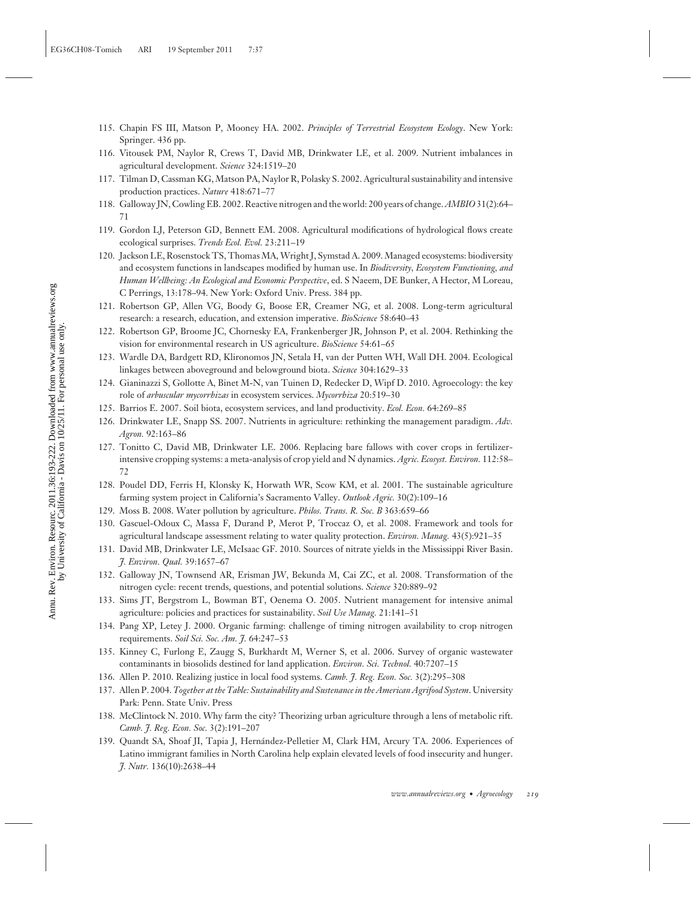115. Chapin FS III, Matson P, Mooney HA. 2002. *Principles of Terrestrial Ecosystem Ecology*. New York: Springer. 436 pp.
116. Vitousek PM, Naylor R, Crews T, David MB, Drinkwater LE, et al. 2009. Nutrient imbalances in agricultural development. *Science* 324:1519–20
117. Tilman D, Cassman KG, Matson PA, Naylor R, Polasky S. 2002. Agricultural sustainability and intensive production practices. *Nature* 418:671–77
118. Galloway JN, Cowling EB. 2002. Reactive nitrogen and the world: 200 years of change. *AMBIO* 31(2):64–71
119. Gordon LJ, Peterson GD, Bennett EM. 2008. Agricultural modifications of hydrological flows create ecological surprises. *Trends Ecol. Evol.* 23:211–19
120. Jackson LE, Rosenstock TS, Thomas MA, Wright J, Symstad A. 2009. Managed ecosystems: biodiversity and ecosystem functions in landscapes modified by human use. In *Biodiversity, Ecosystem Functioning, and Human Wellbeing: An Ecological and Economic Perspective*, ed. S Naeem, DE Bunker, A Hector, M Loreau, C Perrings, 13:178–94. New York: Oxford Univ. Press. 384 pp.
121. Robertson GP, Allen VG, Boody G, Boose ER, Creamer NG, et al. 2008. Long-term agricultural research: a research, education, and extension imperative. *BioScience* 58:640–43
122. Robertson GP, Broome JC, Chornesky EA, Frankenberger JR, Johnson P, et al. 2004. Rethinking the vision for environmental research in US agriculture. *BioScience* 54:61–65
123. Wardle DA, Bardgett RD, Klironomos JN, Setala H, van der Putten WH, Wall DH. 2004. Ecological linkages between aboveground and belowground biota. *Science* 304:1629–33
124. Gianinazzi S, Gollotte A, Binet M-N, van Tuinen D, Redecker D, Wipf D. 2010. Agroecology: the key role of *arbuscular mycorrhizas* in ecosystem services. *Mycorrhiza* 20:519–30
125. Barrios E. 2007. Soil biota, ecosystem services, and land productivity. *Ecol. Econ.* 64:269–85
126. Drinkwater LE, Snapp SS. 2007. Nutrients in agriculture: rethinking the management paradigm. *Adv. Agron.* 92:163–86
127. Tonitto C, David MB, Drinkwater LE. 2006. Replacing bare fallows with cover crops in fertilizer-intensive cropping systems: a meta-analysis of crop yield and N dynamics. *Agric. Ecosyst. Environ.* 112:58–72
128. Poudel DD, Ferris H, Klonsky K, Horwath WR, Scow KM, et al. 2001. The sustainable agriculture farming system project in California's Sacramento Valley. *Outlook Agric.* 30(2):109–16
129. Moss B. 2008. Water pollution by agriculture. *Philos. Trans. R. Soc. B* 363:659–66
130. Gascuel-Odoux C, Massa F, Durand P, Merot P, Troccaz O, et al. 2008. Framework and tools for agricultural landscape assessment relating to water quality protection. *Environ. Manag.* 43(5):921–35
131. David MB, Drinkwater LE, McIsaac GF. 2010. Sources of nitrate yields in the Mississippi River Basin. *J. Environ. Qual.* 39:1657–67
132. Galloway JN, Townsend AR, Erisman JW, Bekunda M, Cai ZC, et al. 2008. Transformation of the nitrogen cycle: recent trends, questions, and potential solutions. *Science* 320:889–92
133. Sims JT, Bergstrom L, Bowman BT, Oenema O. 2005. Nutrient management for intensive animal agriculture: policies and practices for sustainability. *Soil Use Manag.* 21:141–51
134. Pang XP, Letey J. 2000. Organic farming: challenge of timing nitrogen availability to crop nitrogen requirements. *Soil Sci. Soc. Am. J.* 64:247–53
135. Kinney C, Furlong E, Zaugg S, Burkhardt M, Werner S, et al. 2006. Survey of organic wastewater contaminants in biosolids destined for land application. *Environ. Sci. Technol.* 40:7207–15
136. Allen P. 2010. Realizing justice in local food systems. *Camb. J. Reg. Econ. Soc.* 3(2):295–308
137. Allen P. 2004. *Together at the Table: Sustainability and Sustenance in the American Agrifood System*. University Park: Penn. State Univ. Press
138. McClintock N. 2010. Why farm the city? Theorizing urban agriculture through a lens of metabolic rift. *Camb. J. Reg. Econ. Soc.* 3(2):191–207
139. Quandt SA, Shoaf JI, Tapia J, Hernández-Pelletier M, Clark HM, Arcury TA. 2006. Experiences of Latino immigrant families in North Carolina help explain elevated levels of food insecurity and hunger. *J. Nutr.* 136(10):2638–44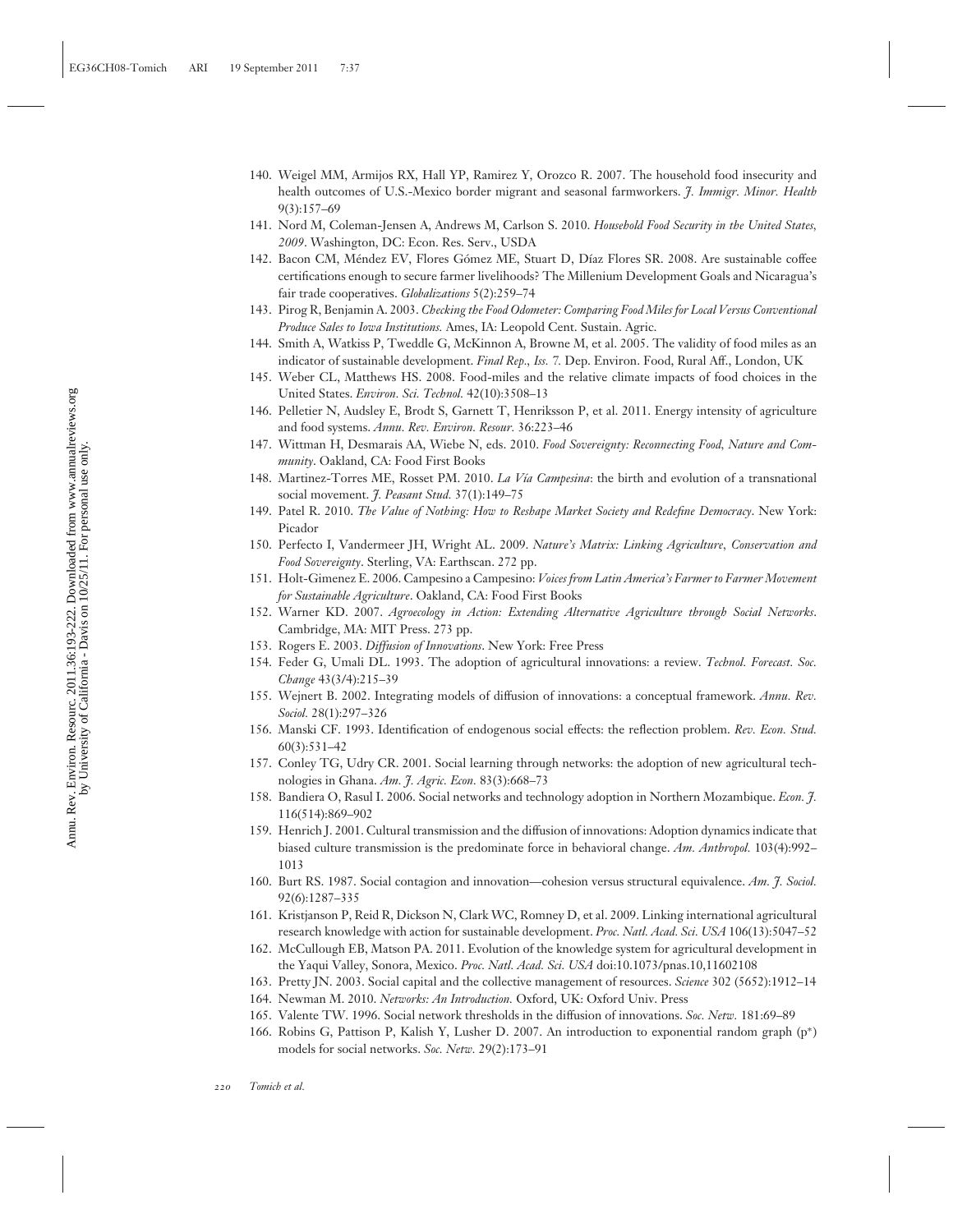140. Weigel MM, Armijos RX, Hall YP, Ramirez Y, Orozco R. 2007. The household food insecurity and health outcomes of U.S.-Mexico border migrant and seasonal farmworkers. *J. Immigr. Minor. Health* 9(3):157–69
141. Nord M, Coleman-Jensen A, Andrews M, Carlson S. 2010. *Household Food Security in the United States, 2009*. Washington, DC: Econ. Res. Serv., USDA
142. Bacon CM, Méndez EV, Flores Gómez ME, Stuart D, Díaz Flores SR. 2008. Are sustainable coffee certifications enough to secure farmer livelihoods? The Millenium Development Goals and Nicaragua's fair trade cooperatives. *Globalizations* 5(2):259–74
143. Pirog R, Benjamin A. 2003. *Checking the Food Odometer: Comparing Food Miles for Local Versus Conventional Produce Sales to Iowa Institutions.* Ames, IA: Leopold Cent. Sustain. Agric.
144. Smith A, Watkiss P, Tweddle G, McKinnon A, Browne M, et al. 2005. The validity of food miles as an indicator of sustainable development. *Final Rep., Iss. 7.* Dep. Environ. Food, Rural Aff., London, UK
145. Weber CL, Matthews HS. 2008. Food-miles and the relative climate impacts of food choices in the United States. *Environ. Sci. Technol.* 42(10):3508–13
146. Pelletier N, Audsley E, Brodt S, Garnett T, Henriksson P, et al. 2011. Energy intensity of agriculture and food systems. *Annu. Rev. Environ. Resour.* 36:223–46
147. Wittman H, Desmarais AA, Wiebe N, eds. 2010. *Food Sovereignty: Reconnecting Food, Nature and Community*. Oakland, CA: Food First Books
148. Martinez-Torres ME, Rosset PM. 2010. *La Vía Campesina*: the birth and evolution of a transnational social movement. *J. Peasant Stud.* 37(1):149–75
149. Patel R. 2010. *The Value of Nothing: How to Reshape Market Society and Redefine Democracy*. New York: Picador
150. Perfecto I, Vandermeer JH, Wright AL. 2009. *Nature's Matrix: Linking Agriculture, Conservation and Food Sovereignty*. Sterling, VA: Earthscan. 272 pp.
151. Holt-Gimenez E. 2006. Campesino a Campesino: *Voices from Latin America's Farmer to Farmer Movement for Sustainable Agriculture*. Oakland, CA: Food First Books
152. Warner KD. 2007. *Agroecology in Action: Extending Alternative Agriculture through Social Networks*. Cambridge, MA: MIT Press. 273 pp.
153. Rogers E. 2003. *Diffusion of Innovations*. New York: Free Press
154. Feder G, Umali DL. 1993. The adoption of agricultural innovations: a review. *Technol. Forecast. Soc. Change* 43(3/4):215–39
155. Wejnert B. 2002. Integrating models of diffusion of innovations: a conceptual framework. *Annu. Rev. Sociol.* 28(1):297–326
156. Manski CF. 1993. Identification of endogenous social effects: the reflection problem. *Rev. Econ. Stud.* 60(3):531–42
157. Conley TG, Udry CR. 2001. Social learning through networks: the adoption of new agricultural technologies in Ghana. *Am. J. Agric. Econ.* 83(3):668–73
158. Bandiera O, Rasul I. 2006. Social networks and technology adoption in Northern Mozambique. *Econ. J.* 116(514):869–902
159. Henrich J. 2001. Cultural transmission and the diffusion of innovations: Adoption dynamics indicate that biased culture transmission is the predominate force in behavioral change. *Am. Anthropol.* 103(4):992–1013
160. Burt RS. 1987. Social contagion and innovation—cohesion versus structural equivalence. *Am. J. Sociol.* 92(6):1287–335
161. Kristjanson P, Reid R, Dickson N, Clark WC, Romney D, et al. 2009. Linking international agricultural research knowledge with action for sustainable development. *Proc. Natl. Acad. Sci. USA* 106(13):5047–52
162. McCullough EB, Matson PA. 2011. Evolution of the knowledge system for agricultural development in the Yaqui Valley, Sonora, Mexico. *Proc. Natl. Acad. Sci. USA* doi:10.1073/pnas.10,11602108
163. Pretty JN. 2003. Social capital and the collective management of resources. *Science* 302 (5652):1912–14
164. Newman M. 2010. *Networks: An Introduction.* Oxford, UK: Oxford Univ. Press
165. Valente TW. 1996. Social network thresholds in the diffusion of innovations. *Soc. Netw.* 181:69–89
166. Robins G, Pattison P, Kalish Y, Lusher D. 2007. An introduction to exponential random graph (p*) models for social networks. *Soc. Netw.* 29(2):173–91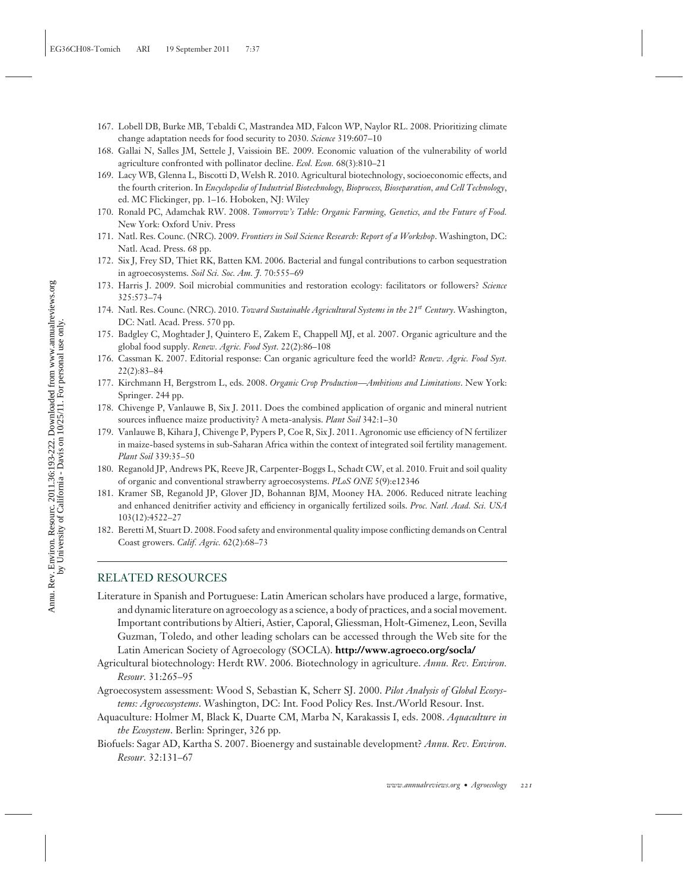167. Lobell DB, Burke MB, Tebaldi C, Mastrandea MD, Falcon WP, Naylor RL. 2008. Prioritizing climate change adaptation needs for food security to 2030. *Science* 319:607–10
168. Gallai N, Salles JM, Settele J, Vaissioin BE. 2009. Economic valuation of the vulnerability of world agriculture confronted with pollinator decline. *Ecol. Econ.* 68(3):810–21
169. Lacy WB, Glenna L, Biscotti D, Welsh R. 2010. Agricultural biotechnology, socioeconomic effects, and the fourth criterion. In *Encyclopedia of Industrial Biotechnology, Bioprocess, Bioseparation, and Cell Technology*, ed. MC Flickinger, pp. 1–16. Hoboken, NJ: Wiley
170. Ronald PC, Adamchak RW. 2008. *Tomorrow's Table: Organic Farming, Genetics, and the Future of Food.* New York: Oxford Univ. Press
171. Natl. Res. Counc. (NRC). 2009. *Frontiers in Soil Science Research: Report of a Workshop*. Washington, DC: Natl. Acad. Press. 68 pp.
172. Six J, Frey SD, Thiet RK, Batten KM. 2006. Bacterial and fungal contributions to carbon sequestration in agroecosystems. *Soil Sci. Soc. Am. J.* 70:555–69
173. Harris J. 2009. Soil microbial communities and restoration ecology: facilitators or followers? *Science* 325:573–74
174. Natl. Res. Counc. (NRC). 2010. *Toward Sustainable Agricultural Systems in the 21st Century*. Washington, DC: Natl. Acad. Press. 570 pp.
175. Badgley C, Moghtader J, Quintero E, Zakem E, Chappell MJ, et al. 2007. Organic agriculture and the global food supply. *Renew. Agric. Food Syst.* 22(2):86–108
176. Cassman K. 2007. Editorial response: Can organic agriculture feed the world? *Renew. Agric. Food Syst.* 22(2):83–84
177. Kirchmann H, Bergstrom L, eds. 2008. *Organic Crop Production—Ambitions and Limitations*. New York: Springer. 244 pp.
178. Chivenge P, Vanlauwe B, Six J. 2011. Does the combined application of organic and mineral nutrient sources influence maize productivity? A meta-analysis. *Plant Soil* 342:1–30
179. Vanlauwe B, Kihara J, Chivenge P, Pypers P, Coe R, Six J. 2011. Agronomic use efficiency of N fertilizer in maize-based systems in sub-Saharan Africa within the context of integrated soil fertility management. *Plant Soil* 339:35–50
180. Reganold JP, Andrews PK, Reeve JR, Carpenter-Boggs L, Schadt CW, et al. 2010. Fruit and soil quality of organic and conventional strawberry agroecosystems. *PLoS ONE* 5(9):e12346
181. Kramer SB, Reganold JP, Glover JD, Bohannan BJM, Mooney HA. 2006. Reduced nitrate leaching and enhanced denitrifier activity and efficiency in organically fertilized soils. *Proc. Natl. Acad. Sci. USA* 103(12):4522–27
182. Beretti M, Stuart D. 2008. Food safety and environmental quality impose conflicting demands on Central Coast growers. *Calif. Agric.* 62(2):68–73

## RELATED RESOURCES

Literature in Spanish and Portuguese: Latin American scholars have produced a large, formative, and dynamic literature on agroecology as a science, a body of practices, and a social movement. Important contributions by Altieri, Astier, Caporal, Gliessman, Holt-Gimenez, Leon, Sevilla Guzman, Toledo, and other leading scholars can be accessed through the Web site for the Latin American Society of Agroecology (SOCLA). **http://www.agroeco.org/socla/**

Agricultural biotechnology: Herdt RW. 2006. Biotechnology in agriculture. *Annu. Rev. Environ. Resour.* 31:265–95

Agroecosystem assessment: Wood S, Sebastian K, Scherr SJ. 2000. *Pilot Analysis of Global Ecosystems: Agroecosystems*. Washington, DC: Int. Food Policy Res. Inst./World Resour. Inst.

Aquaculture: Holmer M, Black K, Duarte CM, Marba N, Karakassis I, eds. 2008. *Aquaculture in the Ecosystem*. Berlin: Springer, 326 pp.

Biofuels: Sagar AD, Kartha S. 2007. Bioenergy and sustainable development? *Annu. Rev. Environ. Resour.* 32:131–67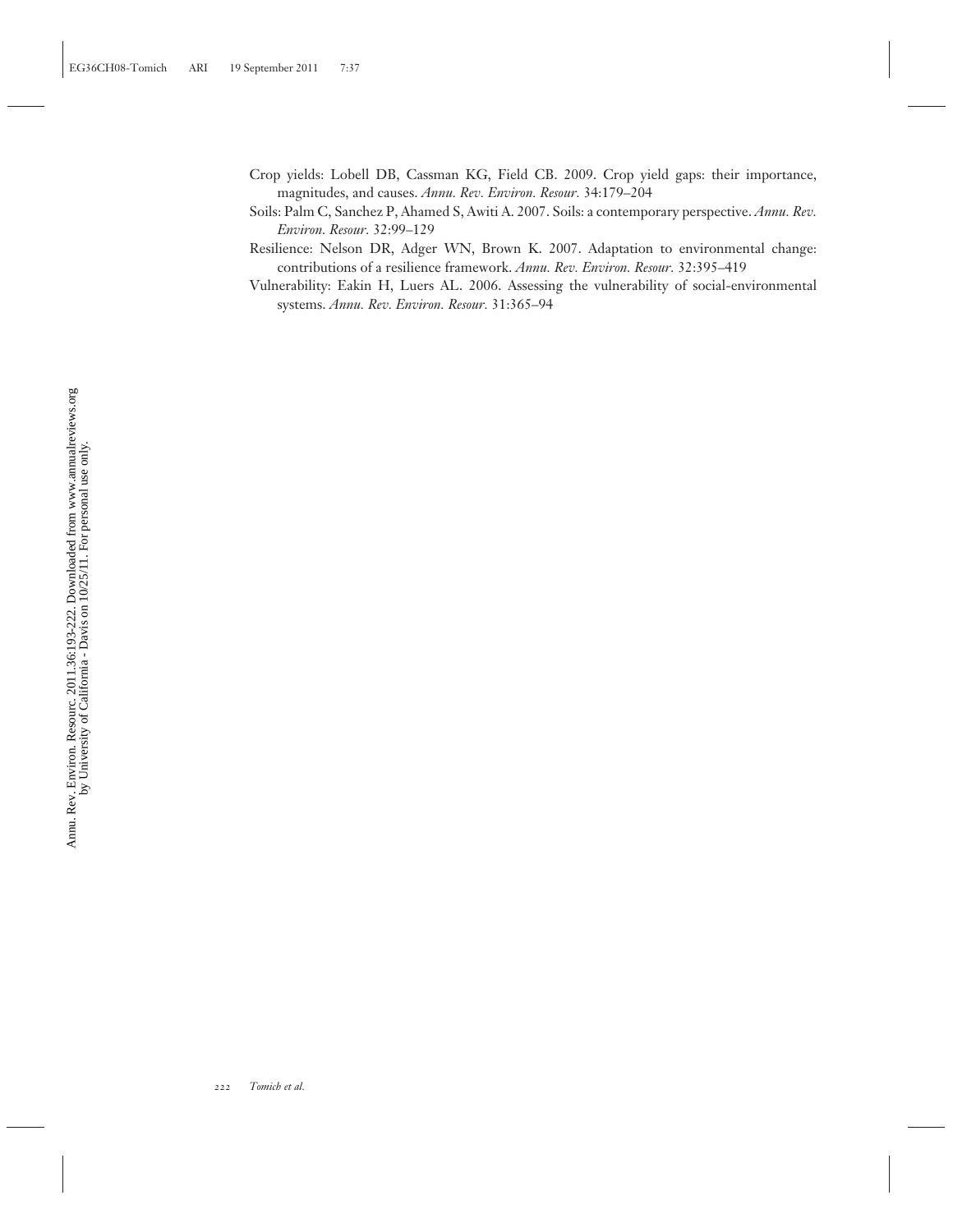Crop yields: Lobell DB, Cassman KG, Field CB. 2009. Crop yield gaps: their importance, magnitudes, and causes. *Annu. Rev. Environ. Resour.* 34:179–204

Soils: Palm C, Sanchez P, Ahamed S, Awiti A. 2007. Soils: a contemporary perspective. *Annu. Rev. Environ. Resour.* 32:99–129

Resilience: Nelson DR, Adger WN, Brown K. 2007. Adaptation to environmental change: contributions of a resilience framework. *Annu. Rev. Environ. Resour.* 32:395–419

Vulnerability: Eakin H, Luers AL. 2006. Assessing the vulnerability of social-environmental systems. *Annu. Rev. Environ. Resour.* 31:365–94